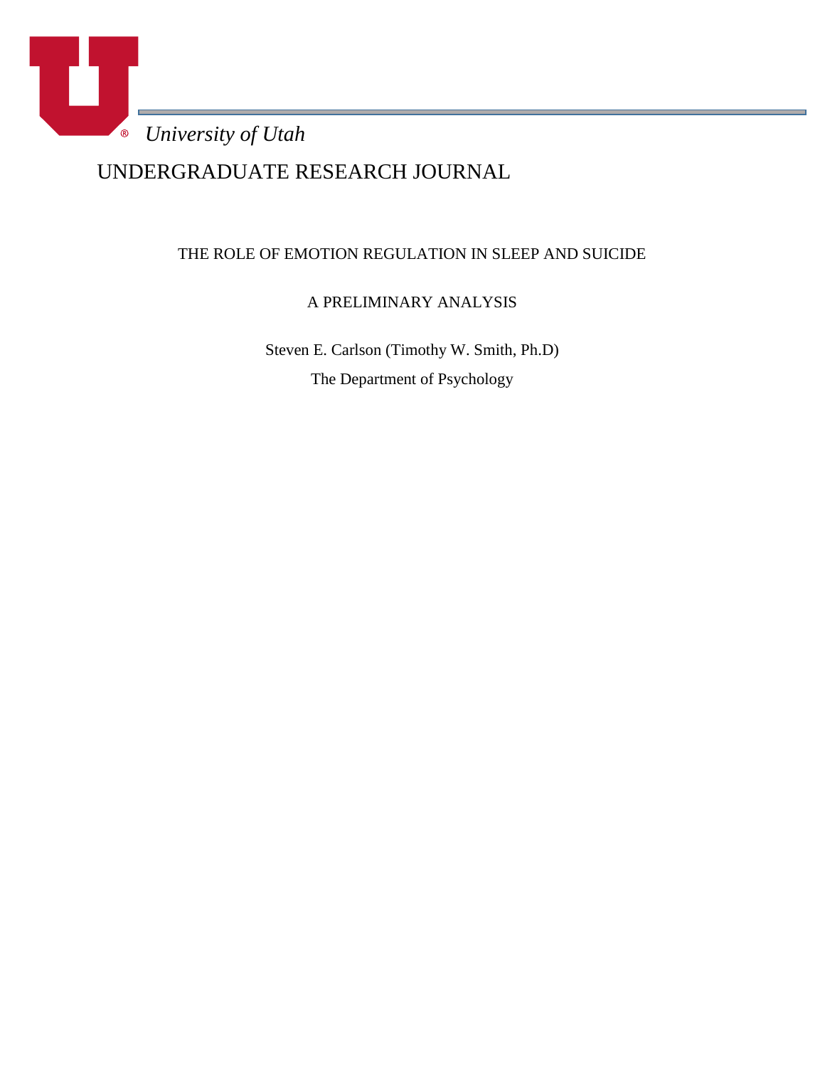*University of Utah*

UNDERGRADUATE RESEARCH JOURNAL

# THE ROLE OF EMOTION REGULATION IN SLEEP AND SUICIDE

## A PRELIMINARY ANALYSIS

Steven E. Carlson (Timothy W. Smith, Ph.D)

The Department of Psychology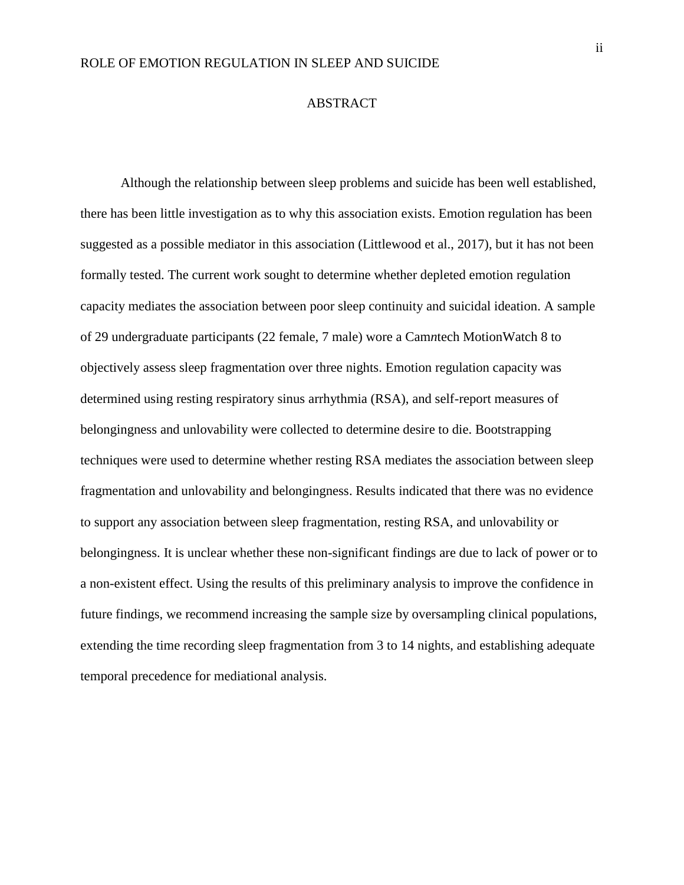# ABSTRACT

Although the relationship between sleep problems and suicide has been well established, there has been little investigation as to why this association exists. Emotion regulation has been suggested as a possible mediator in this association (Littlewood et al., 2017), but it has not been formally tested. The current work sought to determine whether depleted emotion regulation capacity mediates the association between poor sleep continuity and suicidal ideation. A sample of 29 undergraduate participants (22 female, 7 male) wore a Cam*n*tech MotionWatch 8 to objectively assess sleep fragmentation over three nights. Emotion regulation capacity was determined using resting respiratory sinus arrhythmia (RSA), and self-report measures of belongingness and unlovability were collected to determine desire to die. Bootstrapping techniques were used to determine whether resting RSA mediates the association between sleep fragmentation and unlovability and belongingness. Results indicated that there was no evidence to support any association between sleep fragmentation, resting RSA, and unlovability or belongingness. It is unclear whether these non-significant findings are due to lack of power or to a non-existent effect. Using the results of this preliminary analysis to improve the confidence in future findings, we recommend increasing the sample size by oversampling clinical populations, extending the time recording sleep fragmentation from 3 to 14 nights, and establishing adequate temporal precedence for mediational analysis.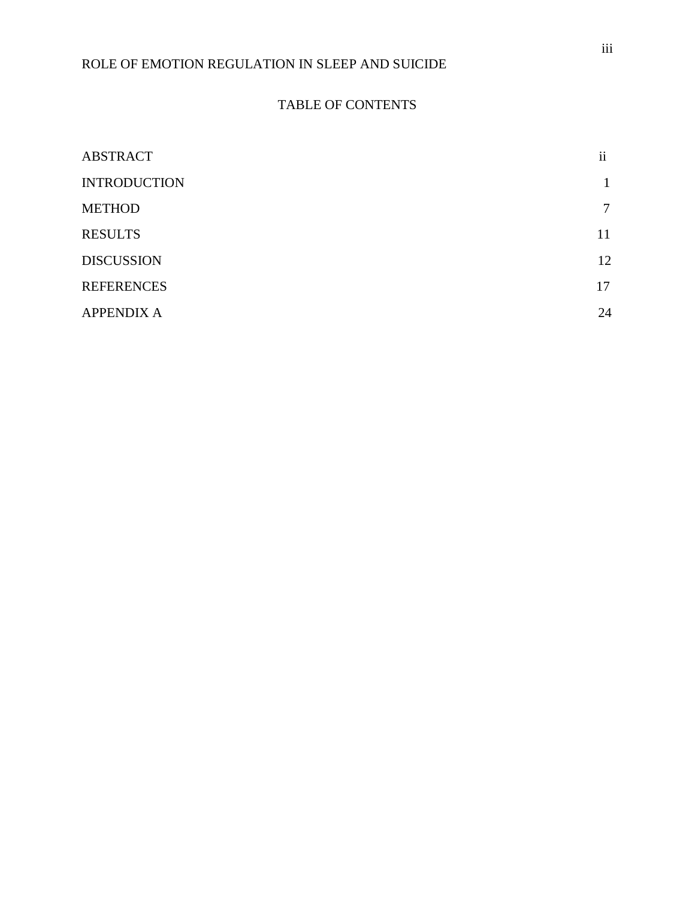# TABLE OF CONTENTS

| | |
|---|---|
| ABSTRACT | ii |
| INTRODUCTION | 1 |
| METHOD | 7 |
| RESULTS | 11 |
| DISCUSSION | 12 |
| REFERENCES | 17 |
| APPENDIX A | 24 |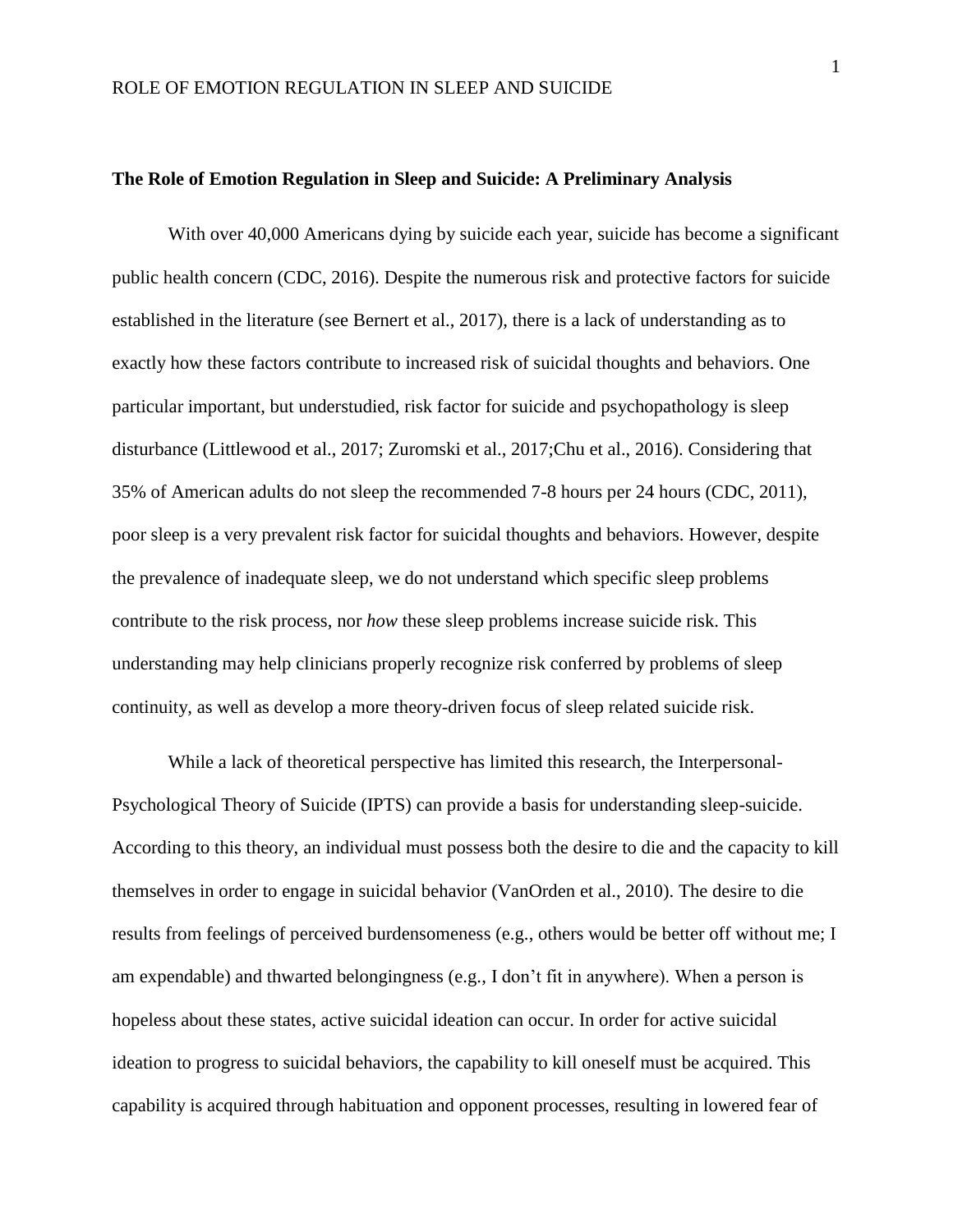**The Role of Emotion Regulation in Sleep and Suicide: A Preliminary Analysis**

With over 40,000 Americans dying by suicide each year, suicide has become a significant public health concern (CDC, 2016). Despite the numerous risk and protective factors for suicide established in the literature (see Bernert et al., 2017), there is a lack of understanding as to exactly how these factors contribute to increased risk of suicidal thoughts and behaviors. One particular important, but understudied, risk factor for suicide and psychopathology is sleep disturbance (Littlewood et al., 2017; Zuromski et al., 2017;Chu et al., 2016). Considering that 35% of American adults do not sleep the recommended 7-8 hours per 24 hours (CDC, 2011), poor sleep is a very prevalent risk factor for suicidal thoughts and behaviors. However, despite the prevalence of inadequate sleep, we do not understand which specific sleep problems contribute to the risk process, nor *how* these sleep problems increase suicide risk. This understanding may help clinicians properly recognize risk conferred by problems of sleep continuity, as well as develop a more theory-driven focus of sleep related suicide risk.

While a lack of theoretical perspective has limited this research, the Interpersonal-Psychological Theory of Suicide (IPTS) can provide a basis for understanding sleep-suicide. According to this theory, an individual must possess both the desire to die and the capacity to kill themselves in order to engage in suicidal behavior (VanOrden et al., 2010). The desire to die results from feelings of perceived burdensomeness (e.g., others would be better off without me; I am expendable) and thwarted belongingness (e.g., I don't fit in anywhere). When a person is hopeless about these states, active suicidal ideation can occur. In order for active suicidal ideation to progress to suicidal behaviors, the capability to kill oneself must be acquired. This capability is acquired through habituation and opponent processes, resulting in lowered fear of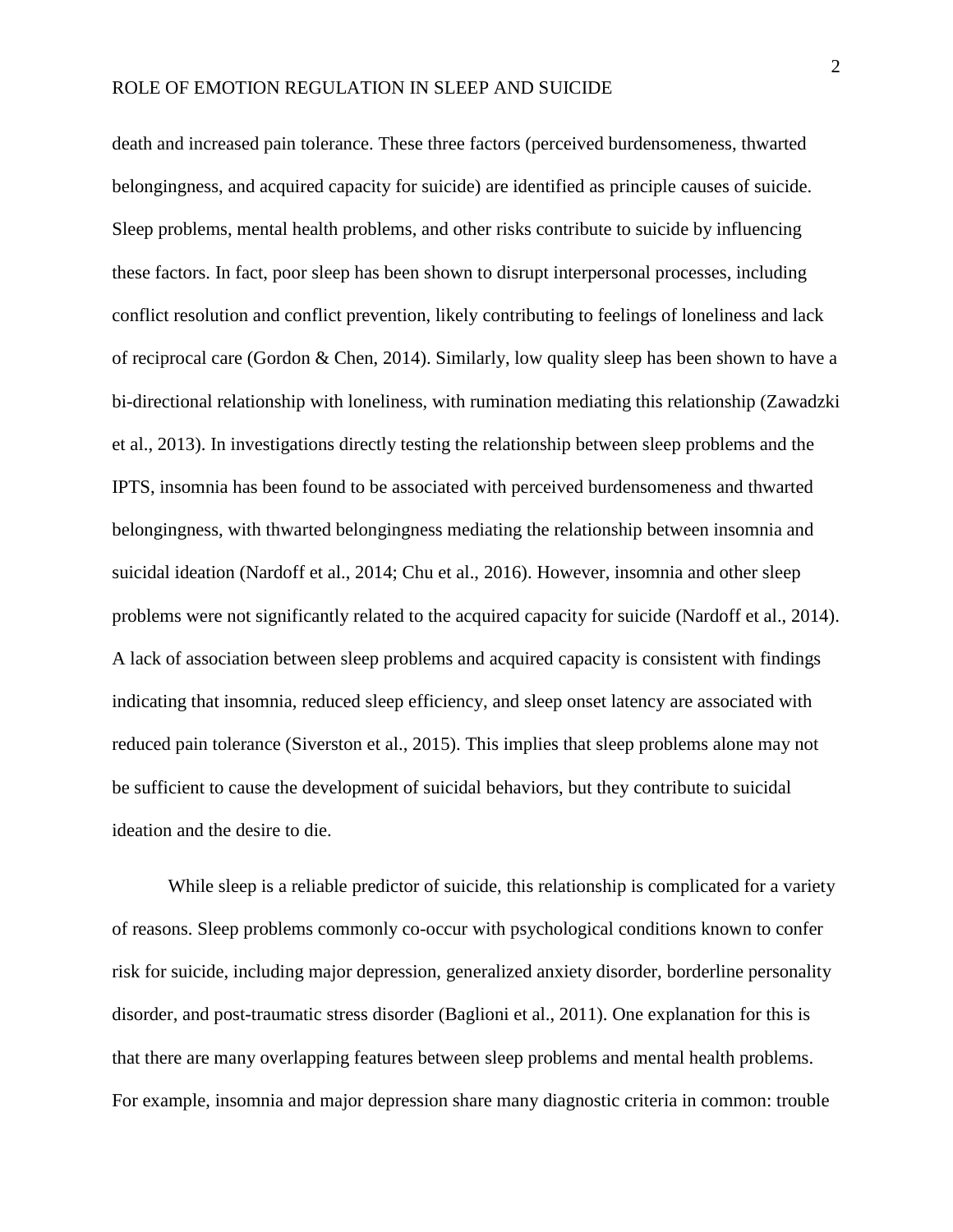death and increased pain tolerance. These three factors (perceived burdensomeness, thwarted belongingness, and acquired capacity for suicide) are identified as principle causes of suicide. Sleep problems, mental health problems, and other risks contribute to suicide by influencing these factors. In fact, poor sleep has been shown to disrupt interpersonal processes, including conflict resolution and conflict prevention, likely contributing to feelings of loneliness and lack of reciprocal care (Gordon & Chen, 2014). Similarly, low quality sleep has been shown to have a bi-directional relationship with loneliness, with rumination mediating this relationship (Zawadzki et al., 2013). In investigations directly testing the relationship between sleep problems and the IPTS, insomnia has been found to be associated with perceived burdensomeness and thwarted belongingness, with thwarted belongingness mediating the relationship between insomnia and suicidal ideation (Nardoff et al., 2014; Chu et al., 2016). However, insomnia and other sleep problems were not significantly related to the acquired capacity for suicide (Nardoff et al., 2014). A lack of association between sleep problems and acquired capacity is consistent with findings indicating that insomnia, reduced sleep efficiency, and sleep onset latency are associated with reduced pain tolerance (Siverston et al., 2015). This implies that sleep problems alone may not be sufficient to cause the development of suicidal behaviors, but they contribute to suicidal ideation and the desire to die.

While sleep is a reliable predictor of suicide, this relationship is complicated for a variety of reasons. Sleep problems commonly co-occur with psychological conditions known to confer risk for suicide, including major depression, generalized anxiety disorder, borderline personality disorder, and post-traumatic stress disorder (Baglioni et al., 2011). One explanation for this is that there are many overlapping features between sleep problems and mental health problems. For example, insomnia and major depression share many diagnostic criteria in common: trouble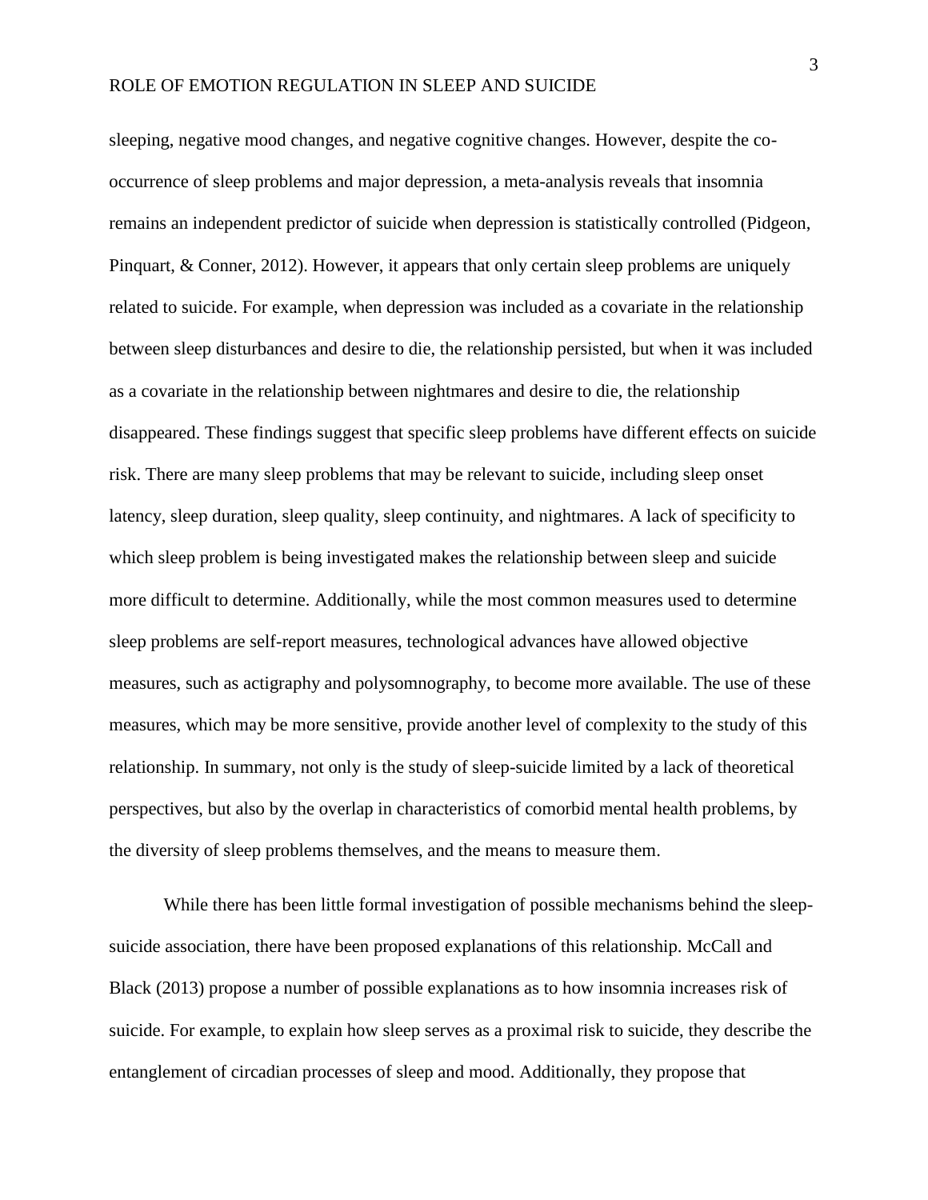sleeping, negative mood changes, and negative cognitive changes. However, despite the co-occurrence of sleep problems and major depression, a meta-analysis reveals that insomnia remains an independent predictor of suicide when depression is statistically controlled (Pidgeon, Pinquart, & Conner, 2012). However, it appears that only certain sleep problems are uniquely related to suicide. For example, when depression was included as a covariate in the relationship between sleep disturbances and desire to die, the relationship persisted, but when it was included as a covariate in the relationship between nightmares and desire to die, the relationship disappeared. These findings suggest that specific sleep problems have different effects on suicide risk. There are many sleep problems that may be relevant to suicide, including sleep onset latency, sleep duration, sleep quality, sleep continuity, and nightmares. A lack of specificity to which sleep problem is being investigated makes the relationship between sleep and suicide more difficult to determine. Additionally, while the most common measures used to determine sleep problems are self-report measures, technological advances have allowed objective measures, such as actigraphy and polysomnography, to become more available. The use of these measures, which may be more sensitive, provide another level of complexity to the study of this relationship. In summary, not only is the study of sleep-suicide limited by a lack of theoretical perspectives, but also by the overlap in characteristics of comorbid mental health problems, by the diversity of sleep problems themselves, and the means to measure them.

While there has been little formal investigation of possible mechanisms behind the sleep-suicide association, there have been proposed explanations of this relationship. McCall and Black (2013) propose a number of possible explanations as to how insomnia increases risk of suicide. For example, to explain how sleep serves as a proximal risk to suicide, they describe the entanglement of circadian processes of sleep and mood. Additionally, they propose that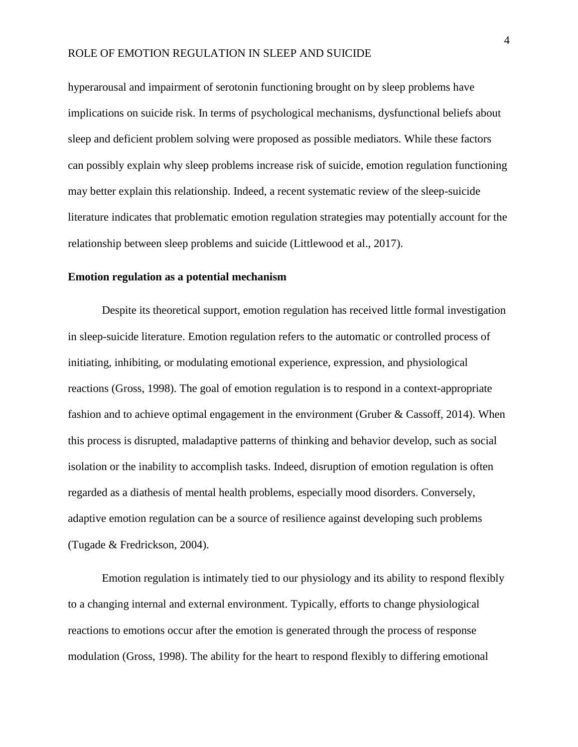hyperarousal and impairment of serotonin functioning brought on by sleep problems have implications on suicide risk. In terms of psychological mechanisms, dysfunctional beliefs about sleep and deficient problem solving were proposed as possible mediators. While these factors can possibly explain why sleep problems increase risk of suicide, emotion regulation functioning may better explain this relationship. Indeed, a recent systematic review of the sleep-suicide literature indicates that problematic emotion regulation strategies may potentially account for the relationship between sleep problems and suicide (Littlewood et al., 2017).

**Emotion regulation as a potential mechanism**

Despite its theoretical support, emotion regulation has received little formal investigation in sleep-suicide literature. Emotion regulation refers to the automatic or controlled process of initiating, inhibiting, or modulating emotional experience, expression, and physiological reactions (Gross, 1998). The goal of emotion regulation is to respond in a context-appropriate fashion and to achieve optimal engagement in the environment (Gruber & Cassoff, 2014). When this process is disrupted, maladaptive patterns of thinking and behavior develop, such as social isolation or the inability to accomplish tasks. Indeed, disruption of emotion regulation is often regarded as a diathesis of mental health problems, especially mood disorders. Conversely, adaptive emotion regulation can be a source of resilience against developing such problems (Tugade & Fredrickson, 2004).

Emotion regulation is intimately tied to our physiology and its ability to respond flexibly to a changing internal and external environment. Typically, efforts to change physiological reactions to emotions occur after the emotion is generated through the process of response modulation (Gross, 1998). The ability for the heart to respond flexibly to differing emotional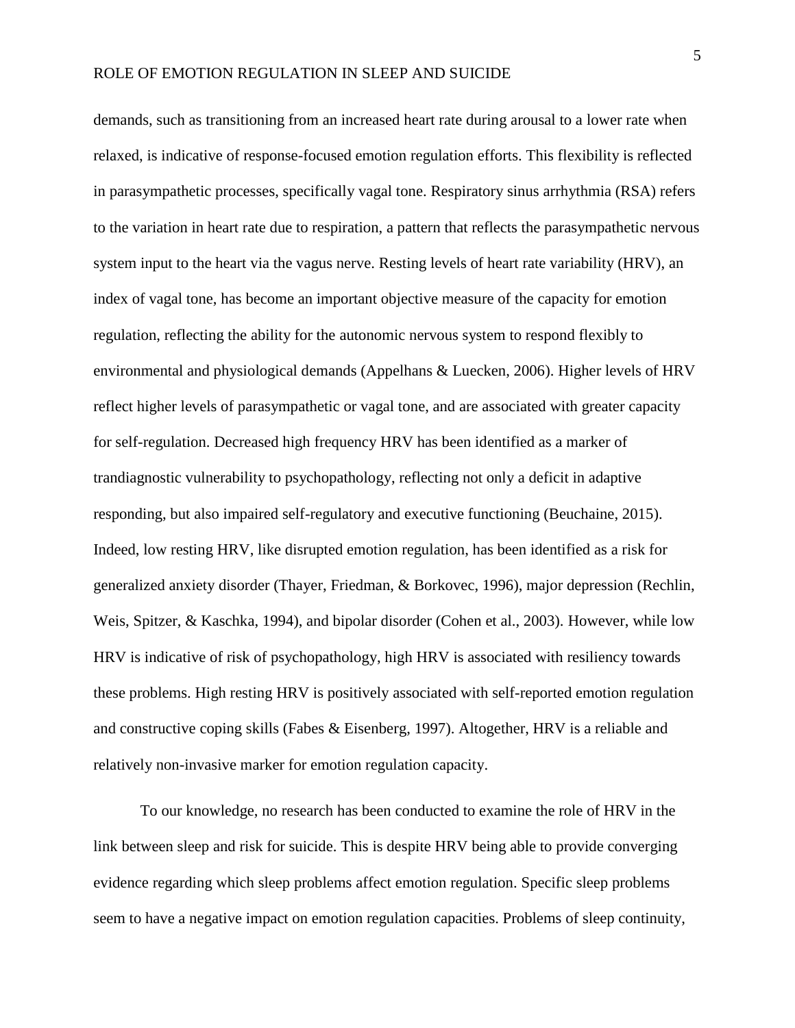demands, such as transitioning from an increased heart rate during arousal to a lower rate when relaxed, is indicative of response-focused emotion regulation efforts. This flexibility is reflected in parasympathetic processes, specifically vagal tone. Respiratory sinus arrhythmia (RSA) refers to the variation in heart rate due to respiration, a pattern that reflects the parasympathetic nervous system input to the heart via the vagus nerve. Resting levels of heart rate variability (HRV), an index of vagal tone, has become an important objective measure of the capacity for emotion regulation, reflecting the ability for the autonomic nervous system to respond flexibly to environmental and physiological demands (Appelhans & Luecken, 2006). Higher levels of HRV reflect higher levels of parasympathetic or vagal tone, and are associated with greater capacity for self-regulation. Decreased high frequency HRV has been identified as a marker of trandiagnostic vulnerability to psychopathology, reflecting not only a deficit in adaptive responding, but also impaired self-regulatory and executive functioning (Beuchaine, 2015). Indeed, low resting HRV, like disrupted emotion regulation, has been identified as a risk for generalized anxiety disorder (Thayer, Friedman, & Borkovec, 1996), major depression (Rechlin, Weis, Spitzer, & Kaschka, 1994), and bipolar disorder (Cohen et al., 2003). However, while low HRV is indicative of risk of psychopathology, high HRV is associated with resiliency towards these problems. High resting HRV is positively associated with self-reported emotion regulation and constructive coping skills (Fabes & Eisenberg, 1997). Altogether, HRV is a reliable and relatively non-invasive marker for emotion regulation capacity.

To our knowledge, no research has been conducted to examine the role of HRV in the link between sleep and risk for suicide. This is despite HRV being able to provide converging evidence regarding which sleep problems affect emotion regulation. Specific sleep problems seem to have a negative impact on emotion regulation capacities. Problems of sleep continuity,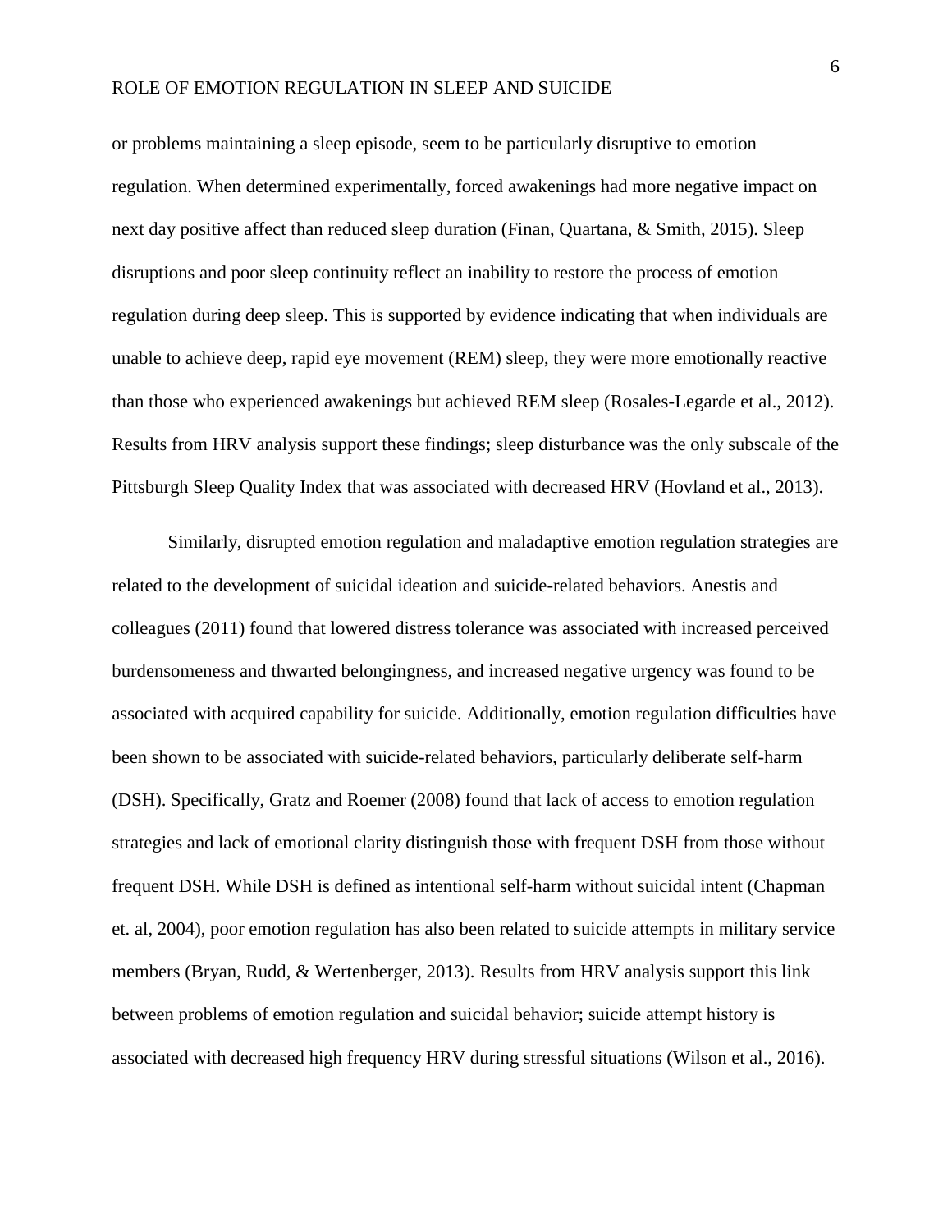or problems maintaining a sleep episode, seem to be particularly disruptive to emotion regulation. When determined experimentally, forced awakenings had more negative impact on next day positive affect than reduced sleep duration (Finan, Quartana, & Smith, 2015). Sleep disruptions and poor sleep continuity reflect an inability to restore the process of emotion regulation during deep sleep. This is supported by evidence indicating that when individuals are unable to achieve deep, rapid eye movement (REM) sleep, they were more emotionally reactive than those who experienced awakenings but achieved REM sleep (Rosales-Legarde et al., 2012). Results from HRV analysis support these findings; sleep disturbance was the only subscale of the Pittsburgh Sleep Quality Index that was associated with decreased HRV (Hovland et al., 2013).

Similarly, disrupted emotion regulation and maladaptive emotion regulation strategies are related to the development of suicidal ideation and suicide-related behaviors. Anestis and colleagues (2011) found that lowered distress tolerance was associated with increased perceived burdensomeness and thwarted belongingness, and increased negative urgency was found to be associated with acquired capability for suicide. Additionally, emotion regulation difficulties have been shown to be associated with suicide-related behaviors, particularly deliberate self-harm (DSH). Specifically, Gratz and Roemer (2008) found that lack of access to emotion regulation strategies and lack of emotional clarity distinguish those with frequent DSH from those without frequent DSH. While DSH is defined as intentional self-harm without suicidal intent (Chapman et. al, 2004), poor emotion regulation has also been related to suicide attempts in military service members (Bryan, Rudd, & Wertenberger, 2013). Results from HRV analysis support this link between problems of emotion regulation and suicidal behavior; suicide attempt history is associated with decreased high frequency HRV during stressful situations (Wilson et al., 2016).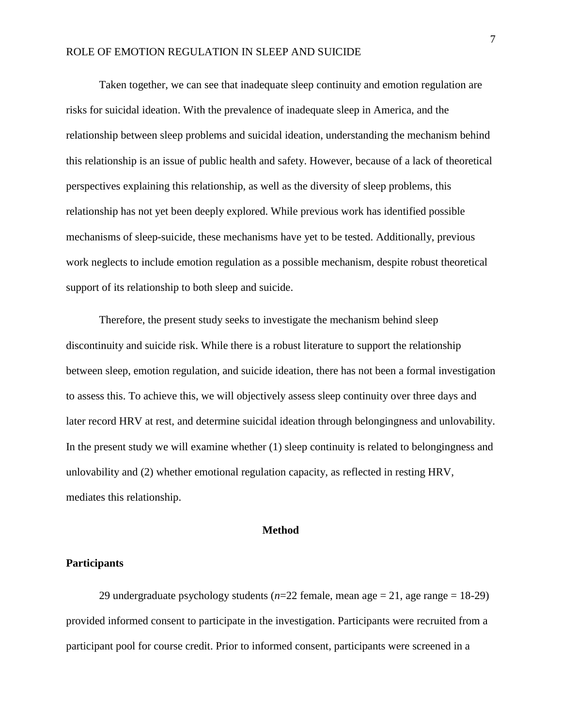Taken together, we can see that inadequate sleep continuity and emotion regulation are risks for suicidal ideation. With the prevalence of inadequate sleep in America, and the relationship between sleep problems and suicidal ideation, understanding the mechanism behind this relationship is an issue of public health and safety. However, because of a lack of theoretical perspectives explaining this relationship, as well as the diversity of sleep problems, this relationship has not yet been deeply explored. While previous work has identified possible mechanisms of sleep-suicide, these mechanisms have yet to be tested. Additionally, previous work neglects to include emotion regulation as a possible mechanism, despite robust theoretical support of its relationship to both sleep and suicide.

Therefore, the present study seeks to investigate the mechanism behind sleep discontinuity and suicide risk. While there is a robust literature to support the relationship between sleep, emotion regulation, and suicide ideation, there has not been a formal investigation to assess this. To achieve this, we will objectively assess sleep continuity over three days and later record HRV at rest, and determine suicidal ideation through belongingness and unlovability. In the present study we will examine whether (1) sleep continuity is related to belongingness and unlovability and (2) whether emotional regulation capacity, as reflected in resting HRV, mediates this relationship.

## Method

### Participants

29 undergraduate psychology students (*n*=22 female, mean age = 21, age range = 18-29) provided informed consent to participate in the investigation. Participants were recruited from a participant pool for course credit. Prior to informed consent, participants were screened in a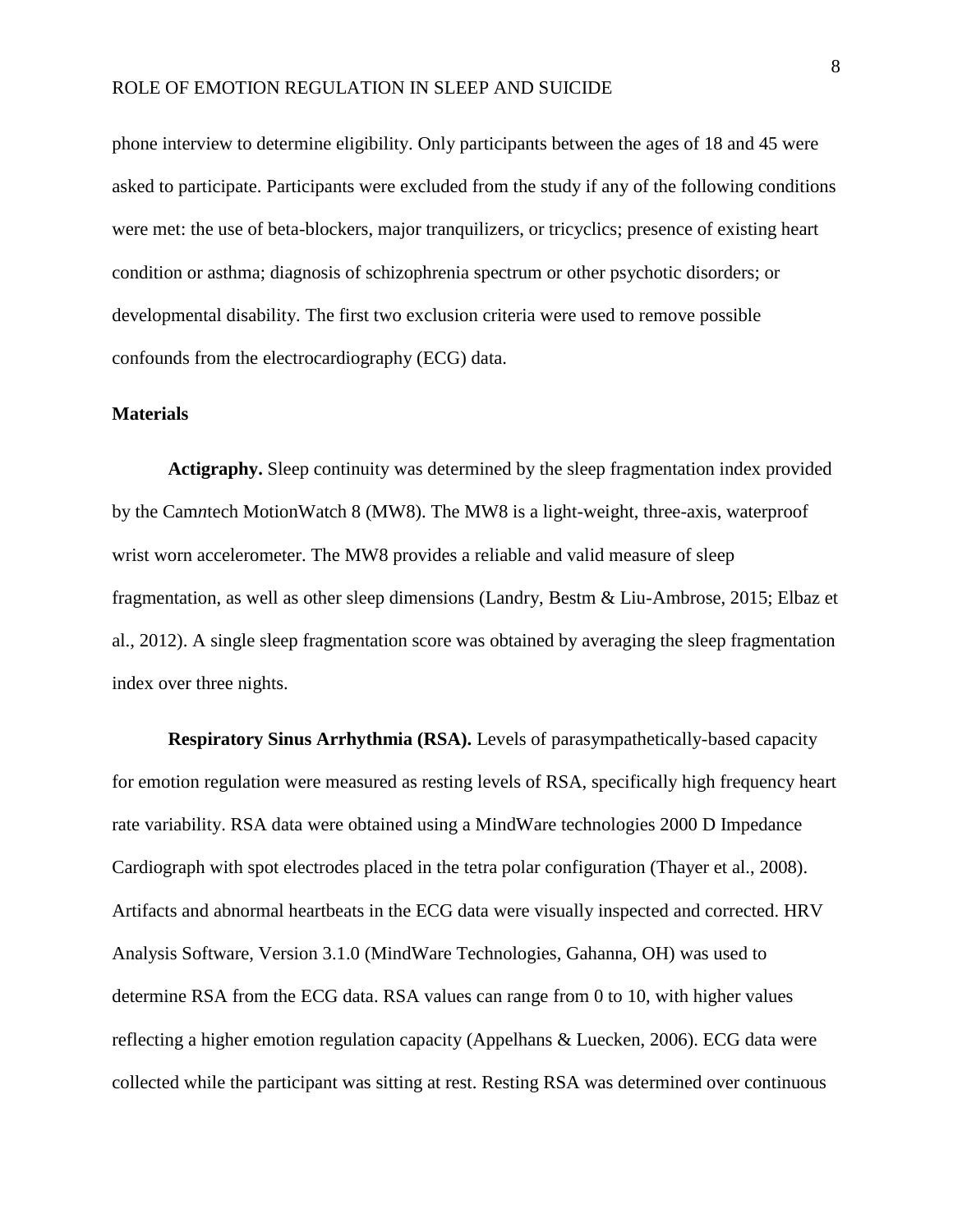phone interview to determine eligibility. Only participants between the ages of 18 and 45 were asked to participate. Participants were excluded from the study if any of the following conditions were met: the use of beta-blockers, major tranquilizers, or tricyclics; presence of existing heart condition or asthma; diagnosis of schizophrenia spectrum or other psychotic disorders; or developmental disability. The first two exclusion criteria were used to remove possible confounds from the electrocardiography (ECG) data.

## Materials

**Actigraphy.** Sleep continuity was determined by the sleep fragmentation index provided by the Cam*n*tech MotionWatch 8 (MW8). The MW8 is a light-weight, three-axis, waterproof wrist worn accelerometer. The MW8 provides a reliable and valid measure of sleep fragmentation, as well as other sleep dimensions (Landry, Bestm & Liu-Ambrose, 2015; Elbaz et al., 2012). A single sleep fragmentation score was obtained by averaging the sleep fragmentation index over three nights.

**Respiratory Sinus Arrhythmia (RSA).** Levels of parasympathetically-based capacity for emotion regulation were measured as resting levels of RSA, specifically high frequency heart rate variability. RSA data were obtained using a MindWare technologies 2000 D Impedance Cardiograph with spot electrodes placed in the tetra polar configuration (Thayer et al., 2008). Artifacts and abnormal heartbeats in the ECG data were visually inspected and corrected. HRV Analysis Software, Version 3.1.0 (MindWare Technologies, Gahanna, OH) was used to determine RSA from the ECG data. RSA values can range from 0 to 10, with higher values reflecting a higher emotion regulation capacity (Appelhans & Luecken, 2006). ECG data were collected while the participant was sitting at rest. Resting RSA was determined over continuous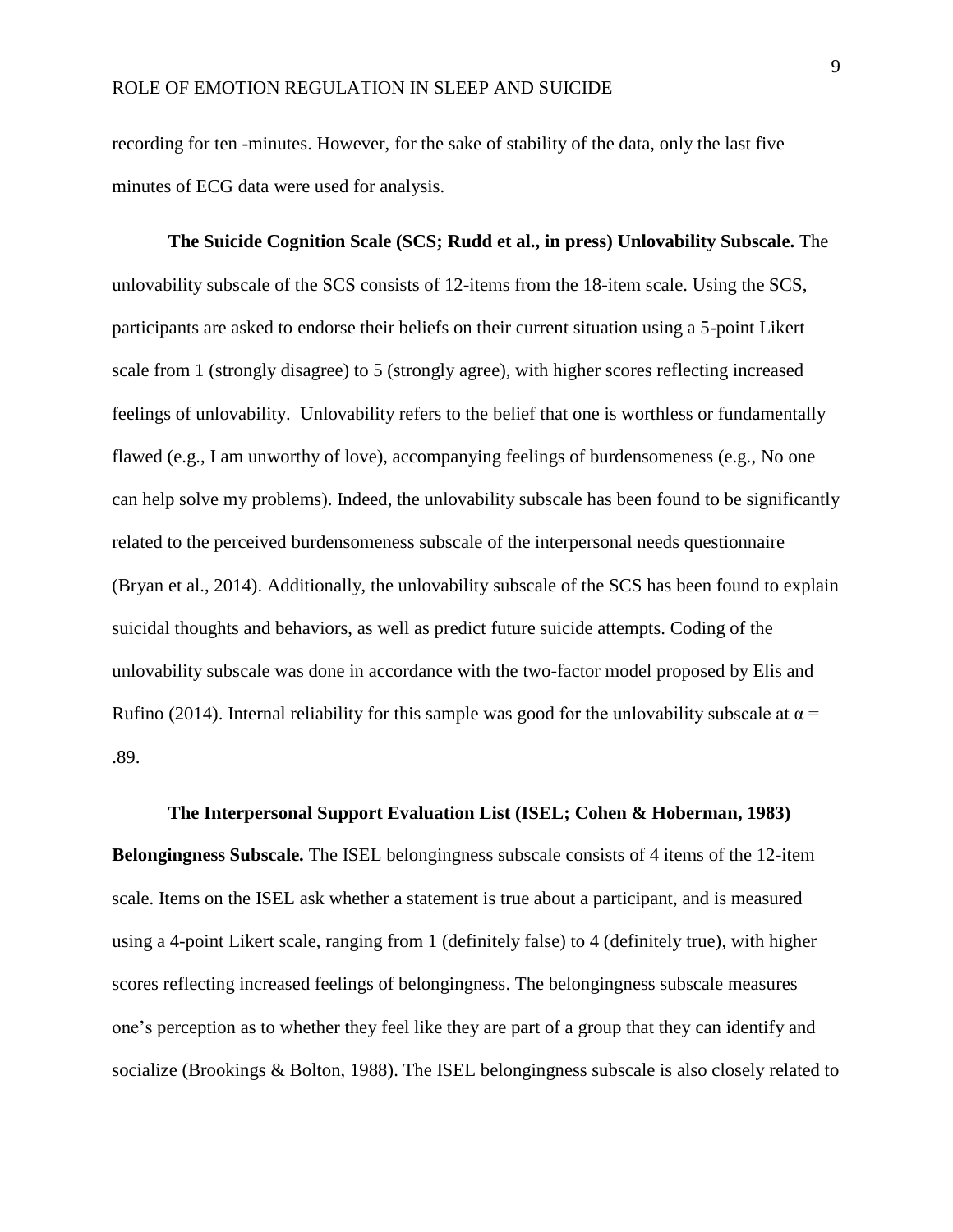recording for ten -minutes. However, for the sake of stability of the data, only the last five minutes of ECG data were used for analysis.

**The Suicide Cognition Scale (SCS; Rudd et al., in press) Unlovability Subscale.** The unlovability subscale of the SCS consists of 12-items from the 18-item scale. Using the SCS, participants are asked to endorse their beliefs on their current situation using a 5-point Likert scale from 1 (strongly disagree) to 5 (strongly agree), with higher scores reflecting increased feelings of unlovability. Unlovability refers to the belief that one is worthless or fundamentally flawed (e.g., I am unworthy of love), accompanying feelings of burdensomeness (e.g., No one can help solve my problems). Indeed, the unlovability subscale has been found to be significantly related to the perceived burdensomeness subscale of the interpersonal needs questionnaire (Bryan et al., 2014). Additionally, the unlovability subscale of the SCS has been found to explain suicidal thoughts and behaviors, as well as predict future suicide attempts. Coding of the unlovability subscale was done in accordance with the two-factor model proposed by Elis and Rufino (2014). Internal reliability for this sample was good for the unlovability subscale at $\alpha = .89$.

**The Interpersonal Support Evaluation List (ISEL; Cohen & Hoberman, 1983) Belongingness Subscale.** The ISEL belongingness subscale consists of 4 items of the 12-item scale. Items on the ISEL ask whether a statement is true about a participant, and is measured using a 4-point Likert scale, ranging from 1 (definitely false) to 4 (definitely true), with higher scores reflecting increased feelings of belongingness. The belongingness subscale measures one's perception as to whether they feel like they are part of a group that they can identify and socialize (Brookings & Bolton, 1988). The ISEL belongingness subscale is also closely related to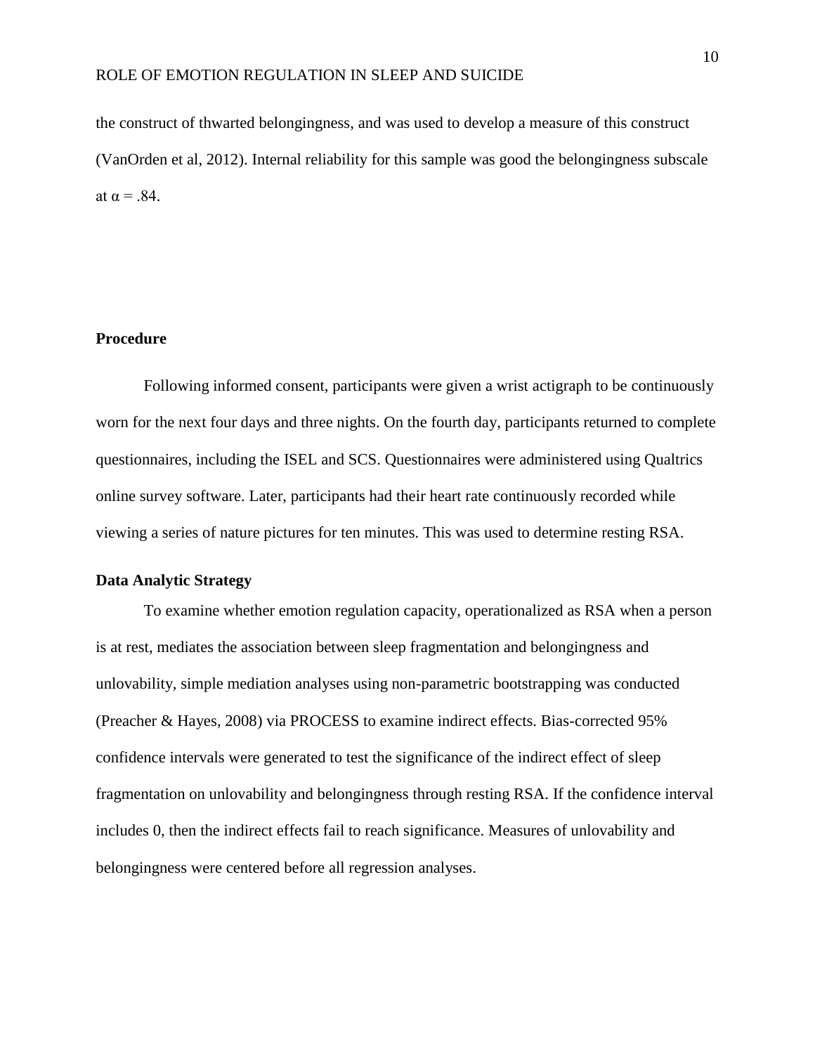the construct of thwarted belongingness, and was used to develop a measure of this construct (VanOrden et al, 2012). Internal reliability for this sample was good the belongingness subscale at $\alpha = .84$.

## Procedure

Following informed consent, participants were given a wrist actigraph to be continuously worn for the next four days and three nights. On the fourth day, participants returned to complete questionnaires, including the ISEL and SCS. Questionnaires were administered using Qualtrics online survey software. Later, participants had their heart rate continuously recorded while viewing a series of nature pictures for ten minutes. This was used to determine resting RSA.

## Data Analytic Strategy

To examine whether emotion regulation capacity, operationalized as RSA when a person is at rest, mediates the association between sleep fragmentation and belongingness and unlovability, simple mediation analyses using non-parametric bootstrapping was conducted (Preacher & Hayes, 2008) via PROCESS to examine indirect effects. Bias-corrected 95% confidence intervals were generated to test the significance of the indirect effect of sleep fragmentation on unlovability and belongingness through resting RSA. If the confidence interval includes 0, then the indirect effects fail to reach significance. Measures of unlovability and belongingness were centered before all regression analyses.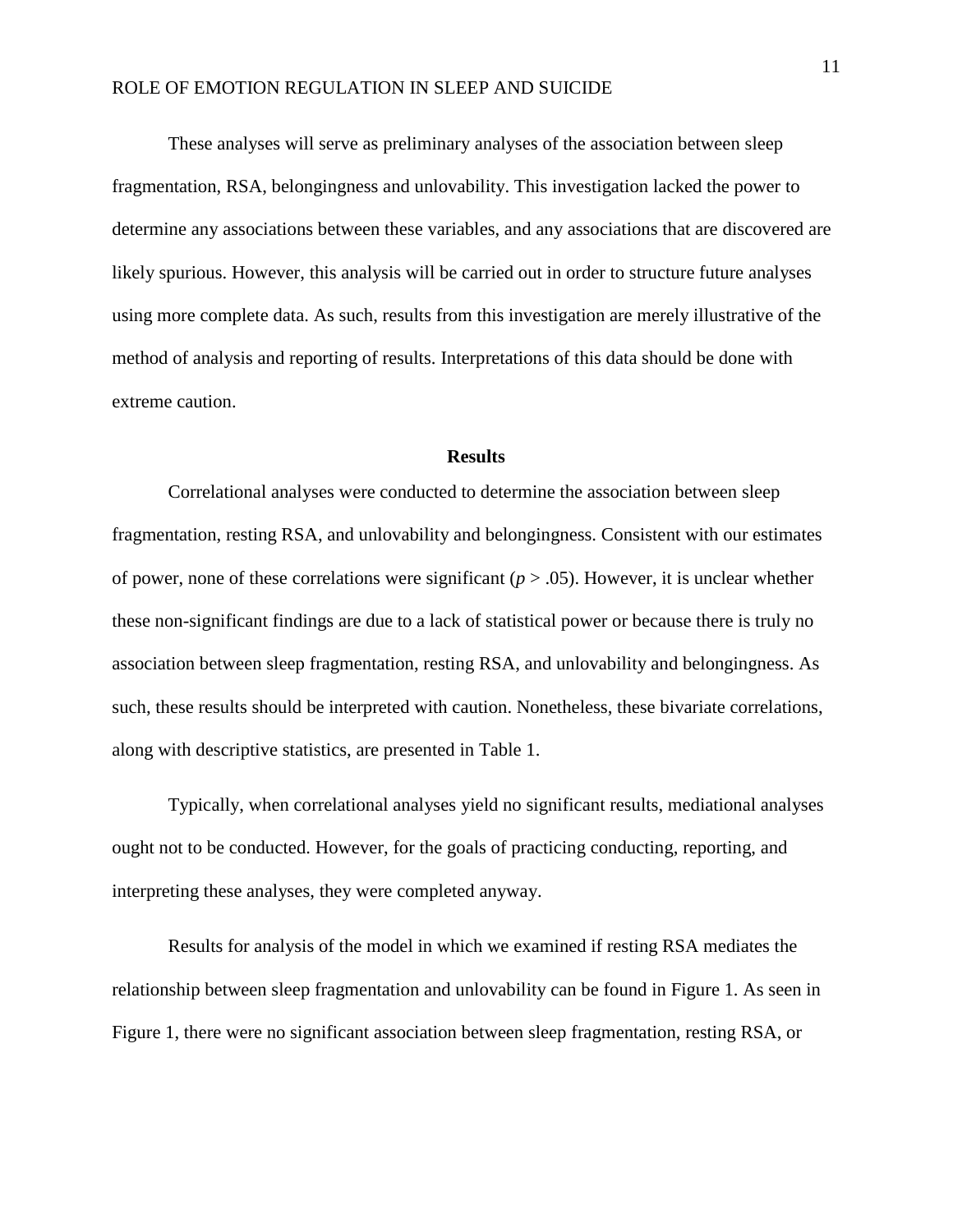These analyses will serve as preliminary analyses of the association between sleep fragmentation, RSA, belongingness and unlovability. This investigation lacked the power to determine any associations between these variables, and any associations that are discovered are likely spurious. However, this analysis will be carried out in order to structure future analyses using more complete data. As such, results from this investigation are merely illustrative of the method of analysis and reporting of results. Interpretations of this data should be done with extreme caution.

## Results

Correlational analyses were conducted to determine the association between sleep fragmentation, resting RSA, and unlovability and belongingness. Consistent with our estimates of power, none of these correlations were significant ($p > .05$). However, it is unclear whether these non-significant findings are due to a lack of statistical power or because there is truly no association between sleep fragmentation, resting RSA, and unlovability and belongingness. As such, these results should be interpreted with caution. Nonetheless, these bivariate correlations, along with descriptive statistics, are presented in Table 1.

Typically, when correlational analyses yield no significant results, mediational analyses ought not to be conducted. However, for the goals of practicing conducting, reporting, and interpreting these analyses, they were completed anyway.

Results for analysis of the model in which we examined if resting RSA mediates the relationship between sleep fragmentation and unlovability can be found in Figure 1. As seen in Figure 1, there were no significant association between sleep fragmentation, resting RSA, or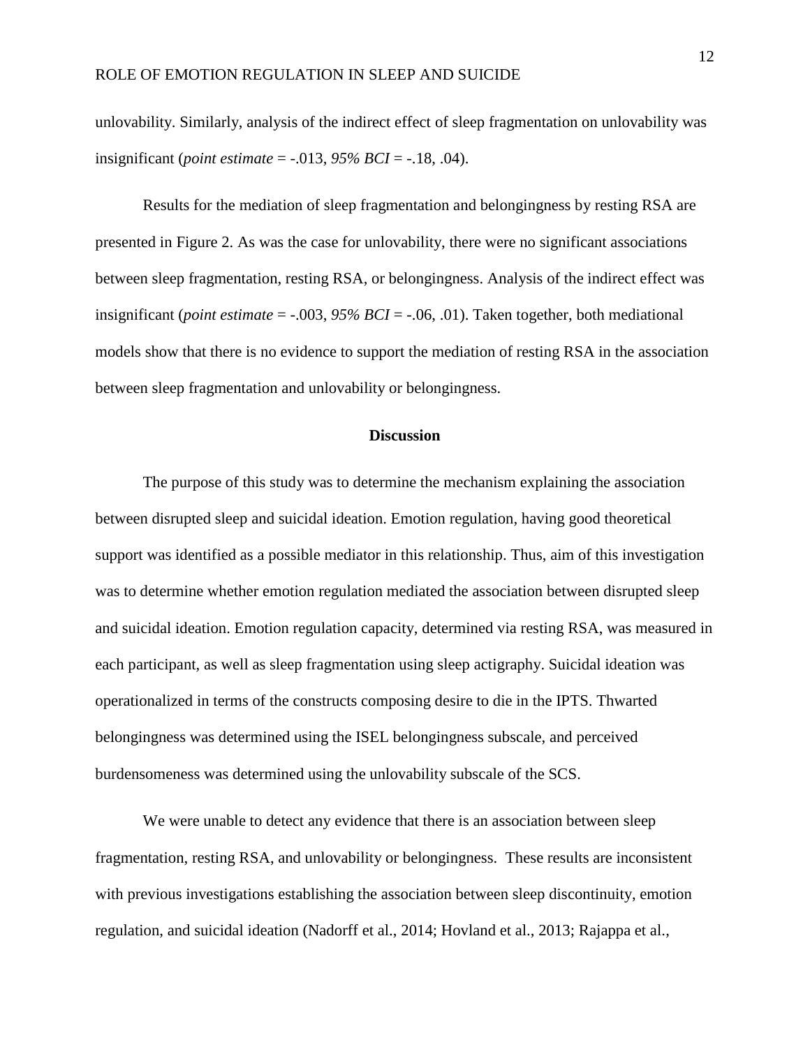unlovability. Similarly, analysis of the indirect effect of sleep fragmentation on unlovability was insignificant (*point estimate* = -.013, *95% BCI* = -.18, .04).

Results for the mediation of sleep fragmentation and belongingness by resting RSA are presented in Figure 2. As was the case for unlovability, there were no significant associations between sleep fragmentation, resting RSA, or belongingness. Analysis of the indirect effect was insignificant (*point estimate* = -.003, *95% BCI* = -.06, .01). Taken together, both mediational models show that there is no evidence to support the mediation of resting RSA in the association between sleep fragmentation and unlovability or belongingness.

## Discussion

The purpose of this study was to determine the mechanism explaining the association between disrupted sleep and suicidal ideation. Emotion regulation, having good theoretical support was identified as a possible mediator in this relationship. Thus, aim of this investigation was to determine whether emotion regulation mediated the association between disrupted sleep and suicidal ideation. Emotion regulation capacity, determined via resting RSA, was measured in each participant, as well as sleep fragmentation using sleep actigraphy. Suicidal ideation was operationalized in terms of the constructs composing desire to die in the IPTS. Thwarted belongingness was determined using the ISEL belongingness subscale, and perceived burdensomeness was determined using the unlovability subscale of the SCS.

We were unable to detect any evidence that there is an association between sleep fragmentation, resting RSA, and unlovability or belongingness. These results are inconsistent with previous investigations establishing the association between sleep discontinuity, emotion regulation, and suicidal ideation (Nadorff et al., 2014; Hovland et al., 2013; Rajappa et al.,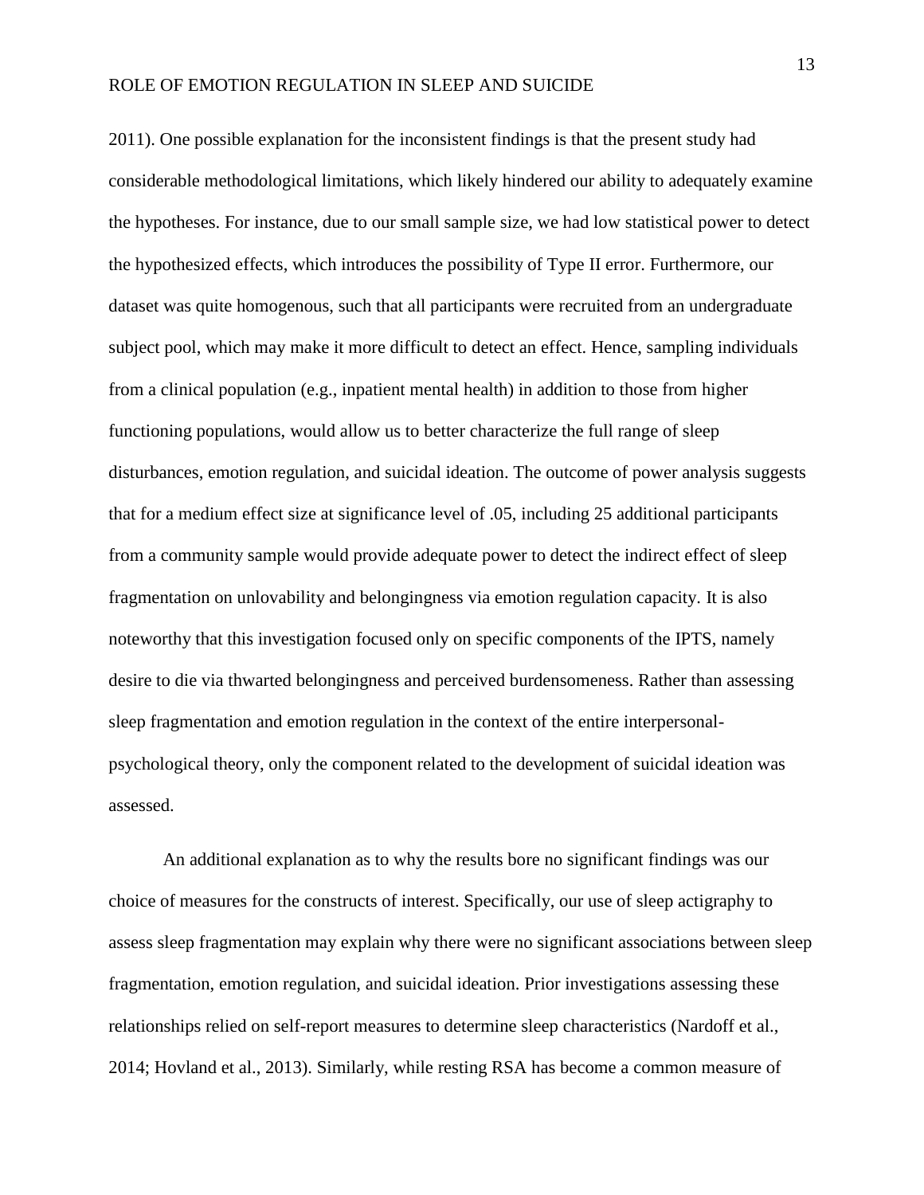2011). One possible explanation for the inconsistent findings is that the present study had considerable methodological limitations, which likely hindered our ability to adequately examine the hypotheses. For instance, due to our small sample size, we had low statistical power to detect the hypothesized effects, which introduces the possibility of Type II error. Furthermore, our dataset was quite homogenous, such that all participants were recruited from an undergraduate subject pool, which may make it more difficult to detect an effect. Hence, sampling individuals from a clinical population (e.g., inpatient mental health) in addition to those from higher functioning populations, would allow us to better characterize the full range of sleep disturbances, emotion regulation, and suicidal ideation. The outcome of power analysis suggests that for a medium effect size at significance level of .05, including 25 additional participants from a community sample would provide adequate power to detect the indirect effect of sleep fragmentation on unlovability and belongingness via emotion regulation capacity. It is also noteworthy that this investigation focused only on specific components of the IPTS, namely desire to die via thwarted belongingness and perceived burdensomeness. Rather than assessing sleep fragmentation and emotion regulation in the context of the entire interpersonal-psychological theory, only the component related to the development of suicidal ideation was assessed.

An additional explanation as to why the results bore no significant findings was our choice of measures for the constructs of interest. Specifically, our use of sleep actigraphy to assess sleep fragmentation may explain why there were no significant associations between sleep fragmentation, emotion regulation, and suicidal ideation. Prior investigations assessing these relationships relied on self-report measures to determine sleep characteristics (Nardoff et al., 2014; Hovland et al., 2013). Similarly, while resting RSA has become a common measure of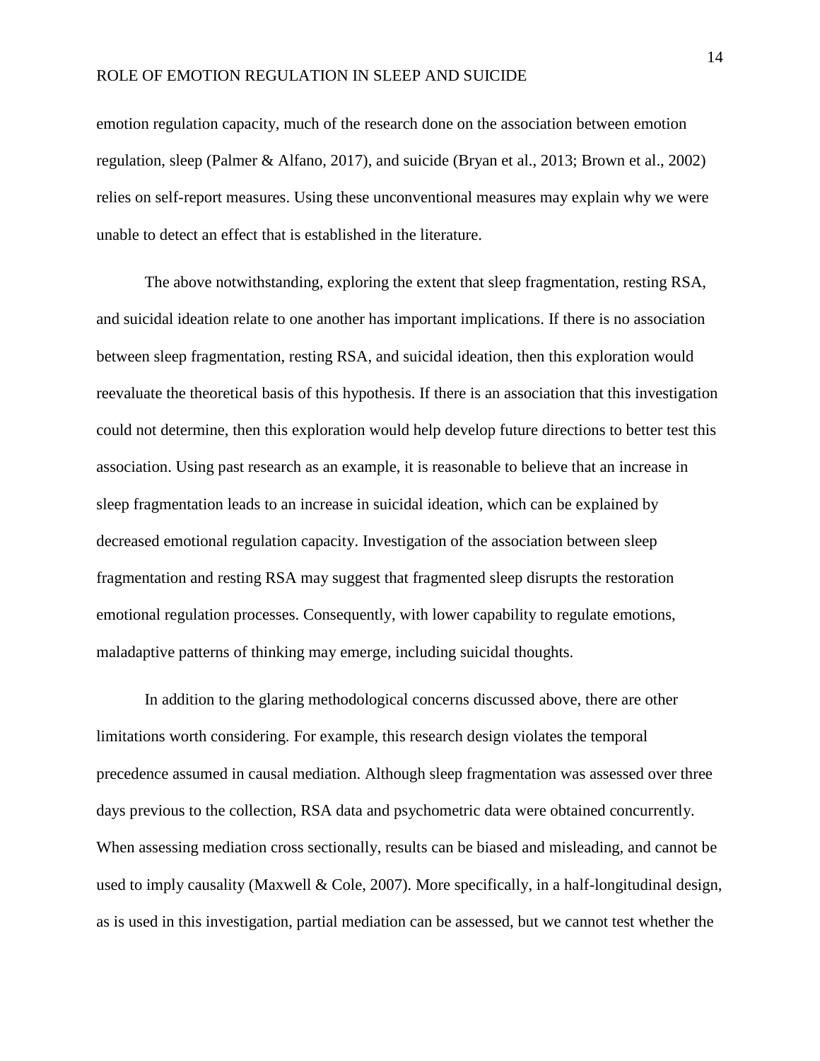emotion regulation capacity, much of the research done on the association between emotion regulation, sleep (Palmer & Alfano, 2017), and suicide (Bryan et al., 2013; Brown et al., 2002) relies on self-report measures. Using these unconventional measures may explain why we were unable to detect an effect that is established in the literature.

The above notwithstanding, exploring the extent that sleep fragmentation, resting RSA, and suicidal ideation relate to one another has important implications. If there is no association between sleep fragmentation, resting RSA, and suicidal ideation, then this exploration would reevaluate the theoretical basis of this hypothesis. If there is an association that this investigation could not determine, then this exploration would help develop future directions to better test this association. Using past research as an example, it is reasonable to believe that an increase in sleep fragmentation leads to an increase in suicidal ideation, which can be explained by decreased emotional regulation capacity. Investigation of the association between sleep fragmentation and resting RSA may suggest that fragmented sleep disrupts the restoration emotional regulation processes. Consequently, with lower capability to regulate emotions, maladaptive patterns of thinking may emerge, including suicidal thoughts.

In addition to the glaring methodological concerns discussed above, there are other limitations worth considering. For example, this research design violates the temporal precedence assumed in causal mediation. Although sleep fragmentation was assessed over three days previous to the collection, RSA data and psychometric data were obtained concurrently. When assessing mediation cross sectionally, results can be biased and misleading, and cannot be used to imply causality (Maxwell & Cole, 2007). More specifically, in a half-longitudinal design, as is used in this investigation, partial mediation can be assessed, but we cannot test whether the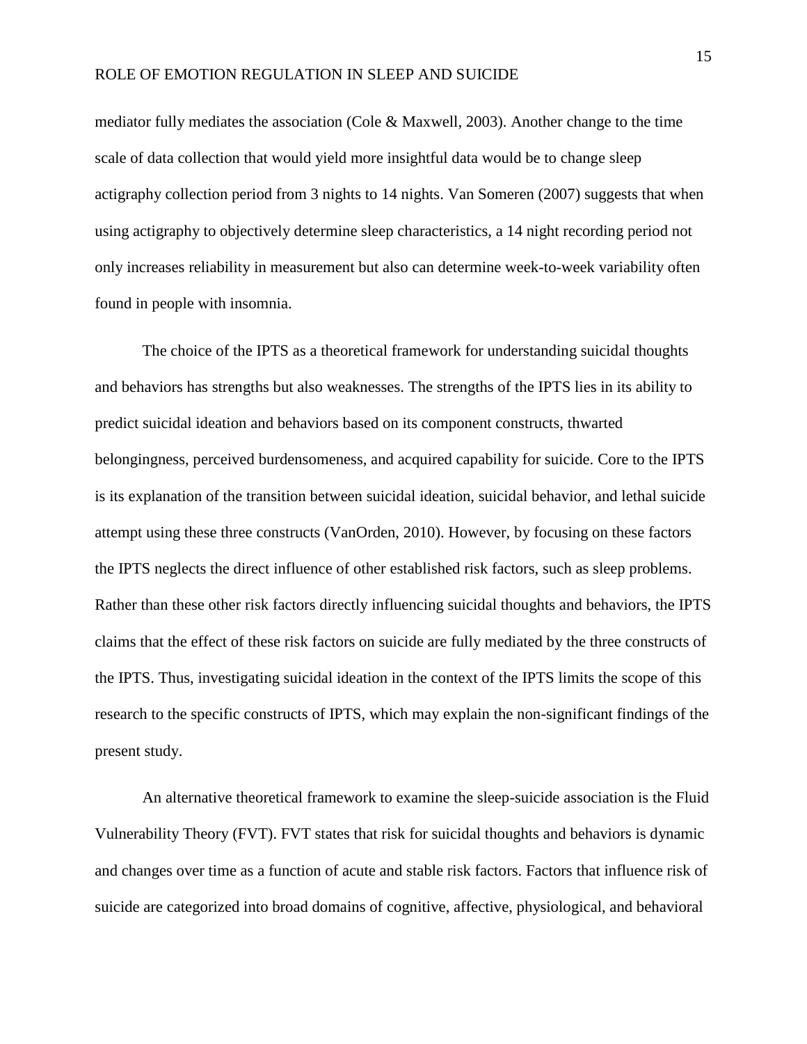mediator fully mediates the association (Cole & Maxwell, 2003). Another change to the time scale of data collection that would yield more insightful data would be to change sleep actigraphy collection period from 3 nights to 14 nights. Van Someren (2007) suggests that when using actigraphy to objectively determine sleep characteristics, a 14 night recording period not only increases reliability in measurement but also can determine week-to-week variability often found in people with insomnia.

The choice of the IPTS as a theoretical framework for understanding suicidal thoughts and behaviors has strengths but also weaknesses. The strengths of the IPTS lies in its ability to predict suicidal ideation and behaviors based on its component constructs, thwarted belongingness, perceived burdensomeness, and acquired capability for suicide. Core to the IPTS is its explanation of the transition between suicidal ideation, suicidal behavior, and lethal suicide attempt using these three constructs (VanOrden, 2010). However, by focusing on these factors the IPTS neglects the direct influence of other established risk factors, such as sleep problems. Rather than these other risk factors directly influencing suicidal thoughts and behaviors, the IPTS claims that the effect of these risk factors on suicide are fully mediated by the three constructs of the IPTS. Thus, investigating suicidal ideation in the context of the IPTS limits the scope of this research to the specific constructs of IPTS, which may explain the non-significant findings of the present study.

An alternative theoretical framework to examine the sleep-suicide association is the Fluid Vulnerability Theory (FVT). FVT states that risk for suicidal thoughts and behaviors is dynamic and changes over time as a function of acute and stable risk factors. Factors that influence risk of suicide are categorized into broad domains of cognitive, affective, physiological, and behavioral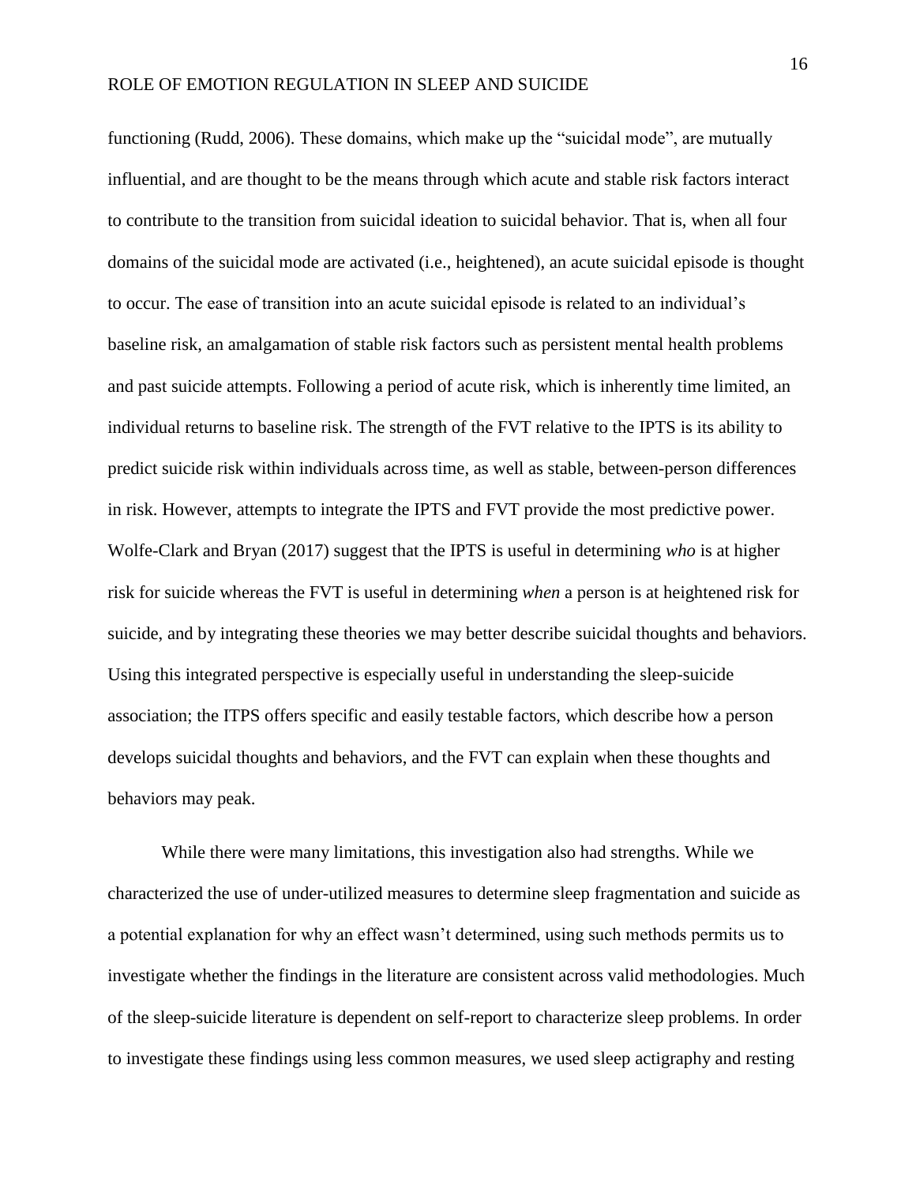functioning (Rudd, 2006). These domains, which make up the "suicidal mode", are mutually influential, and are thought to be the means through which acute and stable risk factors interact to contribute to the transition from suicidal ideation to suicidal behavior. That is, when all four domains of the suicidal mode are activated (i.e., heightened), an acute suicidal episode is thought to occur. The ease of transition into an acute suicidal episode is related to an individual's baseline risk, an amalgamation of stable risk factors such as persistent mental health problems and past suicide attempts. Following a period of acute risk, which is inherently time limited, an individual returns to baseline risk. The strength of the FVT relative to the IPTS is its ability to predict suicide risk within individuals across time, as well as stable, between-person differences in risk. However, attempts to integrate the IPTS and FVT provide the most predictive power. Wolfe-Clark and Bryan (2017) suggest that the IPTS is useful in determining *who* is at higher risk for suicide whereas the FVT is useful in determining *when* a person is at heightened risk for suicide, and by integrating these theories we may better describe suicidal thoughts and behaviors. Using this integrated perspective is especially useful in understanding the sleep-suicide association; the ITPS offers specific and easily testable factors, which describe how a person develops suicidal thoughts and behaviors, and the FVT can explain when these thoughts and behaviors may peak.

While there were many limitations, this investigation also had strengths. While we characterized the use of under-utilized measures to determine sleep fragmentation and suicide as a potential explanation for why an effect wasn't determined, using such methods permits us to investigate whether the findings in the literature are consistent across valid methodologies. Much of the sleep-suicide literature is dependent on self-report to characterize sleep problems. In order to investigate these findings using less common measures, we used sleep actigraphy and resting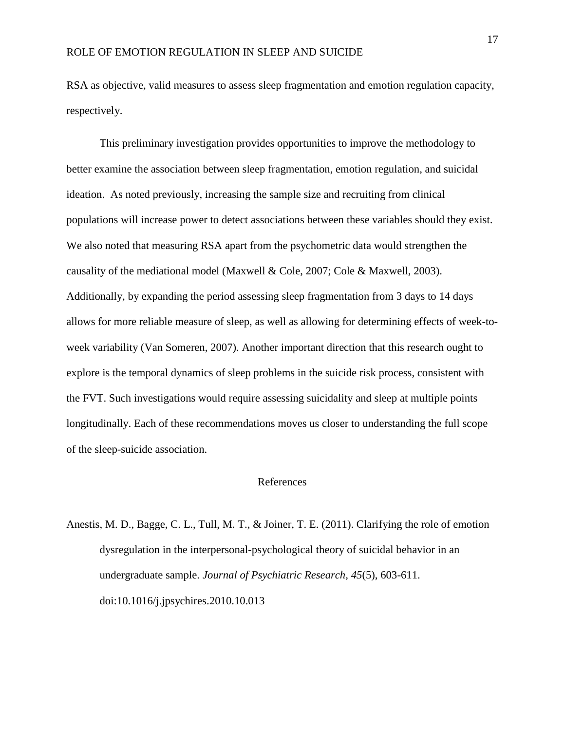RSA as objective, valid measures to assess sleep fragmentation and emotion regulation capacity, respectively.

This preliminary investigation provides opportunities to improve the methodology to better examine the association between sleep fragmentation, emotion regulation, and suicidal ideation. As noted previously, increasing the sample size and recruiting from clinical populations will increase power to detect associations between these variables should they exist. We also noted that measuring RSA apart from the psychometric data would strengthen the causality of the mediational model (Maxwell & Cole, 2007; Cole & Maxwell, 2003). Additionally, by expanding the period assessing sleep fragmentation from 3 days to 14 days allows for more reliable measure of sleep, as well as allowing for determining effects of week-to-week variability (Van Someren, 2007). Another important direction that this research ought to explore is the temporal dynamics of sleep problems in the suicide risk process, consistent with the FVT. Such investigations would require assessing suicidality and sleep at multiple points longitudinally. Each of these recommendations moves us closer to understanding the full scope of the sleep-suicide association.

## References

Anestis, M. D., Bagge, C. L., Tull, M. T., & Joiner, T. E. (2011). Clarifying the role of emotion dysregulation in the interpersonal-psychological theory of suicidal behavior in an undergraduate sample. *Journal of Psychiatric Research, 45*(5), 603-611. doi:10.1016/j.jpsychires.2010.10.013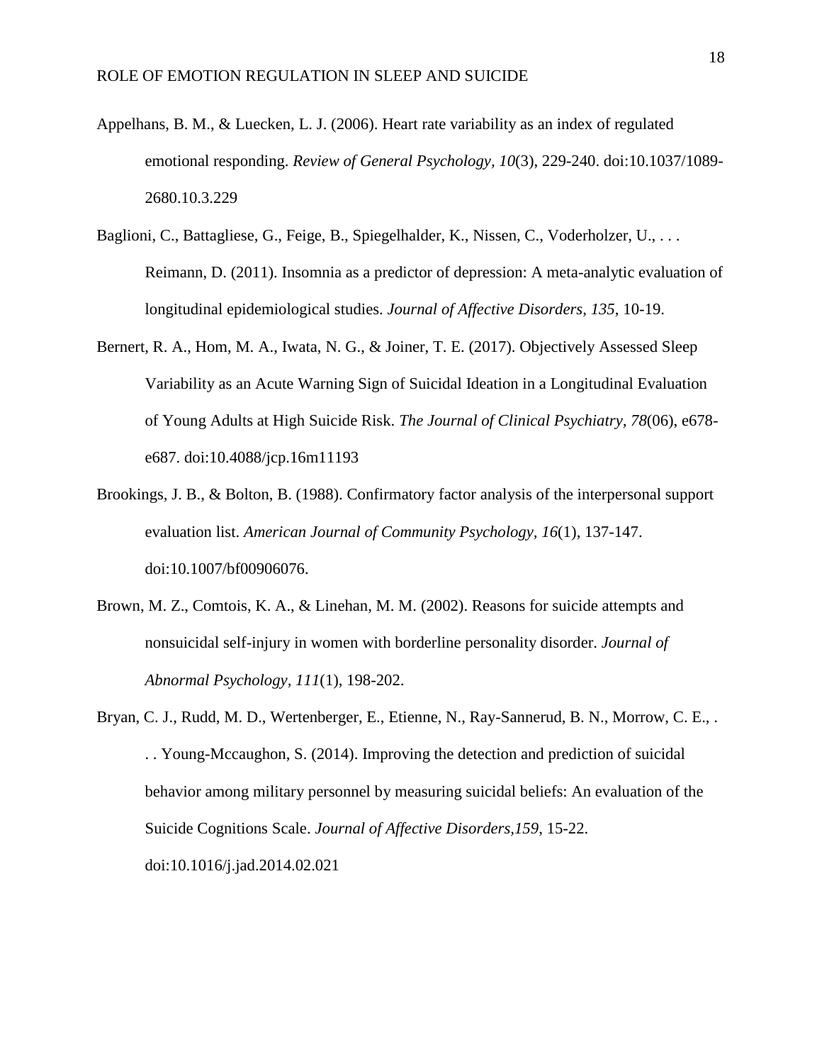Appelhans, B. M., & Luecken, L. J. (2006). Heart rate variability as an index of regulated emotional responding. *Review of General Psychology, 10*(3), 229-240. doi:10.1037/1089-2680.10.3.229

Baglioni, C., Battagliese, G., Feige, B., Spiegelhalder, K., Nissen, C., Voderholzer, U., . . . Reimann, D. (2011). Insomnia as a predictor of depression: A meta-analytic evaluation of longitudinal epidemiological studies. *Journal of Affective Disorders, 135*, 10-19.

Bernert, R. A., Hom, M. A., Iwata, N. G., & Joiner, T. E. (2017). Objectively Assessed Sleep Variability as an Acute Warning Sign of Suicidal Ideation in a Longitudinal Evaluation of Young Adults at High Suicide Risk. *The Journal of Clinical Psychiatry, 78*(06), e678-e687. doi:10.4088/jcp.16m11193

Brookings, J. B., & Bolton, B. (1988). Confirmatory factor analysis of the interpersonal support evaluation list. *American Journal of Community Psychology, 16*(1), 137-147. doi:10.1007/bf00906076.

Brown, M. Z., Comtois, K. A., & Linehan, M. M. (2002). Reasons for suicide attempts and nonsuicidal self-injury in women with borderline personality disorder. *Journal of Abnormal Psychology, 111*(1), 198-202.

Bryan, C. J., Rudd, M. D., Wertenberger, E., Etienne, N., Ray-Sannerud, B. N., Morrow, C. E., . . . Young-Mccaughon, S. (2014). Improving the detection and prediction of suicidal behavior among military personnel by measuring suicidal beliefs: An evaluation of the Suicide Cognitions Scale. *Journal of Affective Disorders,159*, 15-22. doi:10.1016/j.jad.2014.02.021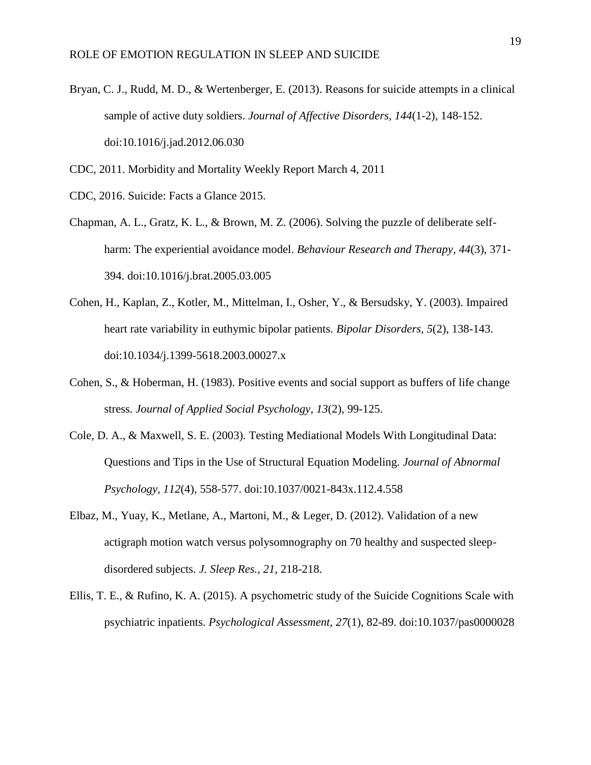Bryan, C. J., Rudd, M. D., & Wertenberger, E. (2013). Reasons for suicide attempts in a clinical sample of active duty soldiers. *Journal of Affective Disorders, 144*(1-2), 148-152. doi:10.1016/j.jad.2012.06.030

CDC, 2011. Morbidity and Mortality Weekly Report March 4, 2011

CDC, 2016. Suicide: Facts a Glance 2015.

Chapman, A. L., Gratz, K. L., & Brown, M. Z. (2006). Solving the puzzle of deliberate self-harm: The experiential avoidance model. *Behaviour Research and Therapy, 44*(3), 371-394. doi:10.1016/j.brat.2005.03.005

Cohen, H., Kaplan, Z., Kotler, M., Mittelman, I., Osher, Y., & Bersudsky, Y. (2003). Impaired heart rate variability in euthymic bipolar patients. *Bipolar Disorders, 5*(2), 138-143. doi:10.1034/j.1399-5618.2003.00027.x

Cohen, S., & Hoberman, H. (1983). Positive events and social support as buffers of life change stress. *Journal of Applied Social Psychology, 13*(2), 99-125.

Cole, D. A., & Maxwell, S. E. (2003). Testing Mediational Models With Longitudinal Data: Questions and Tips in the Use of Structural Equation Modeling. *Journal of Abnormal Psychology, 112*(4), 558-577. doi:10.1037/0021-843x.112.4.558

Elbaz, M., Yuay, K., Metlane, A., Martoni, M., & Leger, D. (2012). Validation of a new actigraph motion watch versus polysomnography on 70 healthy and suspected sleep-disordered subjects. *J. Sleep Res., 21*, 218-218.

Ellis, T. E., & Rufino, K. A. (2015). A psychometric study of the Suicide Cognitions Scale with psychiatric inpatients. *Psychological Assessment, 27*(1), 82-89. doi:10.1037/pas0000028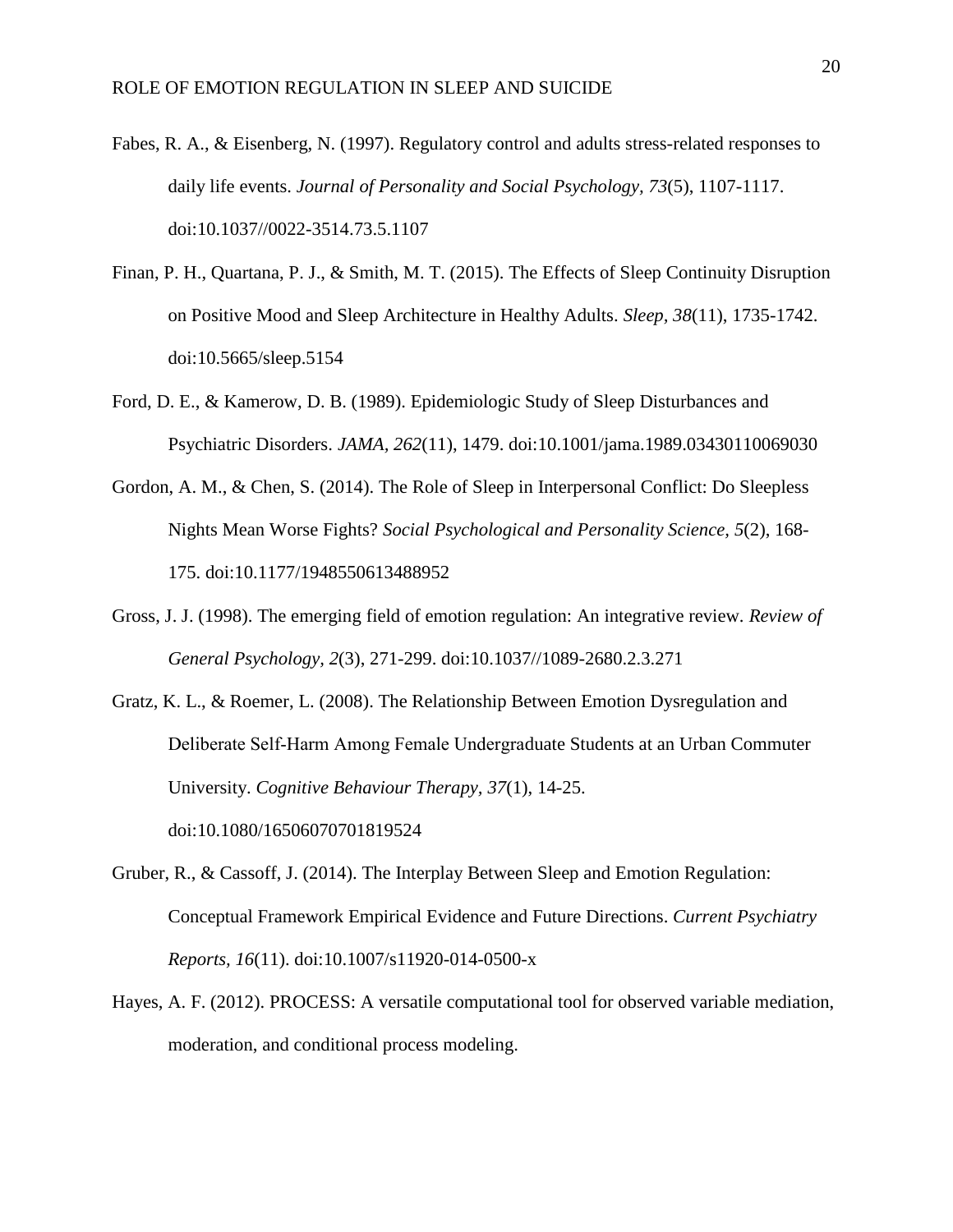Fabes, R. A., & Eisenberg, N. (1997). Regulatory control and adults stress-related responses to daily life events. *Journal of Personality and Social Psychology, 73*(5), 1107-1117. doi:10.1037//0022-3514.73.5.1107

Finan, P. H., Quartana, P. J., & Smith, M. T. (2015). The Effects of Sleep Continuity Disruption on Positive Mood and Sleep Architecture in Healthy Adults. *Sleep, 38*(11), 1735-1742. doi:10.5665/sleep.5154

Ford, D. E., & Kamerow, D. B. (1989). Epidemiologic Study of Sleep Disturbances and Psychiatric Disorders. *JAMA, 262*(11), 1479. doi:10.1001/jama.1989.03430110069030

Gordon, A. M., & Chen, S. (2014). The Role of Sleep in Interpersonal Conflict: Do Sleepless Nights Mean Worse Fights? *Social Psychological and Personality Science, 5*(2), 168-175. doi:10.1177/1948550613488952

Gross, J. J. (1998). The emerging field of emotion regulation: An integrative review. *Review of General Psychology, 2*(3), 271-299. doi:10.1037//1089-2680.2.3.271

Gratz, K. L., & Roemer, L. (2008). The Relationship Between Emotion Dysregulation and Deliberate Self-Harm Among Female Undergraduate Students at an Urban Commuter University. *Cognitive Behaviour Therapy, 37*(1), 14-25. doi:10.1080/16506070701819524

Gruber, R., & Cassoff, J. (2014). The Interplay Between Sleep and Emotion Regulation: Conceptual Framework Empirical Evidence and Future Directions. *Current Psychiatry Reports, 16*(11). doi:10.1007/s11920-014-0500-x

Hayes, A. F. (2012). PROCESS: A versatile computational tool for observed variable mediation, moderation, and conditional process modeling.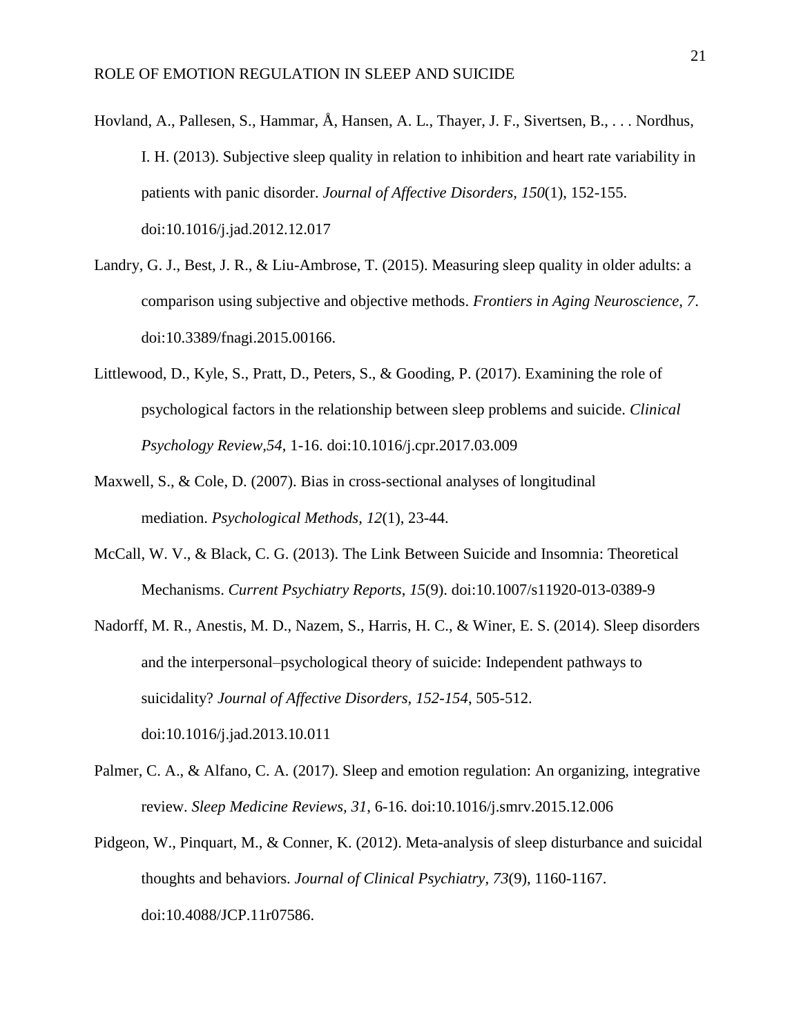Hovland, A., Pallesen, S., Hammar, Å, Hansen, A. L., Thayer, J. F., Sivertsen, B., . . . Nordhus, I. H. (2013). Subjective sleep quality in relation to inhibition and heart rate variability in patients with panic disorder. *Journal of Affective Disorders*, *150*(1), 152-155. doi:10.1016/j.jad.2012.12.017

Landry, G. J., Best, J. R., & Liu-Ambrose, T. (2015). Measuring sleep quality in older adults: a comparison using subjective and objective methods. *Frontiers in Aging Neuroscience, 7*. doi:10.3389/fnagi.2015.00166.

Littlewood, D., Kyle, S., Pratt, D., Peters, S., & Gooding, P. (2017). Examining the role of psychological factors in the relationship between sleep problems and suicide. *Clinical Psychology Review,54*, 1-16. doi:10.1016/j.cpr.2017.03.009

Maxwell, S., & Cole, D. (2007). Bias in cross-sectional analyses of longitudinal mediation. *Psychological Methods, 12*(1), 23-44.

McCall, W. V., & Black, C. G. (2013). The Link Between Suicide and Insomnia: Theoretical Mechanisms. *Current Psychiatry Reports*, *15*(9). doi:10.1007/s11920-013-0389-9

Nadorff, M. R., Anestis, M. D., Nazem, S., Harris, H. C., & Winer, E. S. (2014). Sleep disorders and the interpersonal–psychological theory of suicide: Independent pathways to suicidality? *Journal of Affective Disorders, 152-154*, 505-512. doi:10.1016/j.jad.2013.10.011

Palmer, C. A., & Alfano, C. A. (2017). Sleep and emotion regulation: An organizing, integrative review. *Sleep Medicine Reviews, 31*, 6-16. doi:10.1016/j.smrv.2015.12.006

Pidgeon, W., Pinquart, M., & Conner, K. (2012). Meta-analysis of sleep disturbance and suicidal thoughts and behaviors. *Journal of Clinical Psychiatry, 73*(9), 1160-1167. doi:10.4088/JCP.11r07586.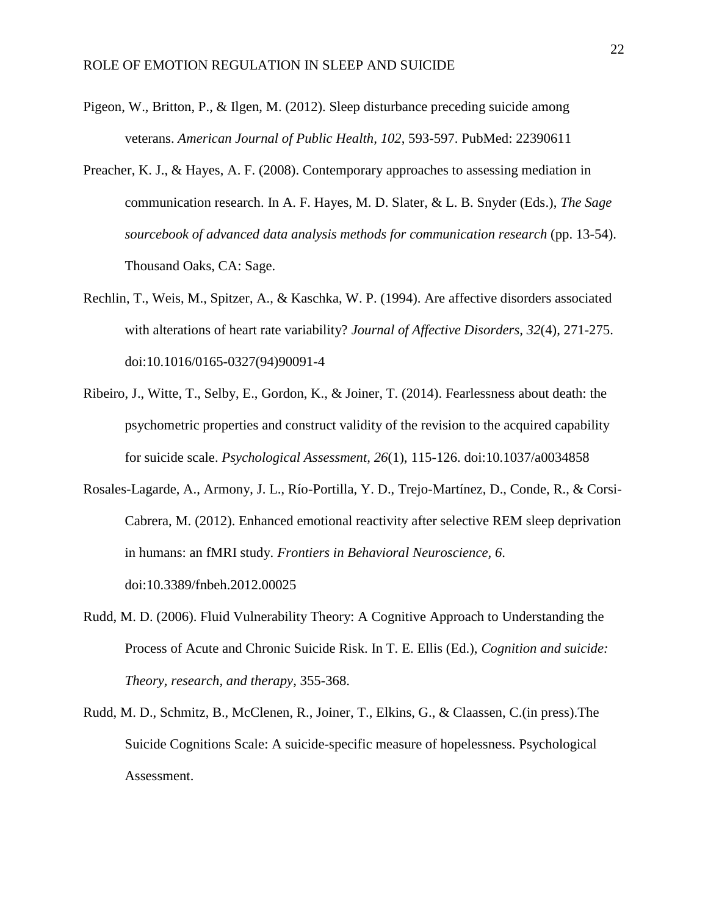Pigeon, W., Britton, P., & Ilgen, M. (2012). Sleep disturbance preceding suicide among veterans. *American Journal of Public Health, 102*, 593-597. PubMed: 22390611

Preacher, K. J., & Hayes, A. F. (2008). Contemporary approaches to assessing mediation in communication research. In A. F. Hayes, M. D. Slater, & L. B. Snyder (Eds.), *The Sage sourcebook of advanced data analysis methods for communication research* (pp. 13-54). Thousand Oaks, CA: Sage.

Rechlin, T., Weis, M., Spitzer, A., & Kaschka, W. P. (1994). Are affective disorders associated with alterations of heart rate variability? *Journal of Affective Disorders, 32*(4), 271-275. doi:10.1016/0165-0327(94)90091-4

Ribeiro, J., Witte, T., Selby, E., Gordon, K., & Joiner, T. (2014). Fearlessness about death: the psychometric properties and construct validity of the revision to the acquired capability for suicide scale. *Psychological Assessment, 26*(1), 115-126. doi:10.1037/a0034858

Rosales-Lagarde, A., Armony, J. L., Río-Portilla, Y. D., Trejo-Martínez, D., Conde, R., & Corsi-Cabrera, M. (2012). Enhanced emotional reactivity after selective REM sleep deprivation in humans: an fMRI study. *Frontiers in Behavioral Neuroscience, 6*. doi:10.3389/fnbeh.2012.00025

Rudd, M. D. (2006). Fluid Vulnerability Theory: A Cognitive Approach to Understanding the Process of Acute and Chronic Suicide Risk. In T. E. Ellis (Ed.), *Cognition and suicide: Theory, research, and therapy*, 355-368.

Rudd, M. D., Schmitz, B., McClenen, R., Joiner, T., Elkins, G., & Claassen, C.(in press).The Suicide Cognitions Scale: A suicide-specific measure of hopelessness. Psychological Assessment.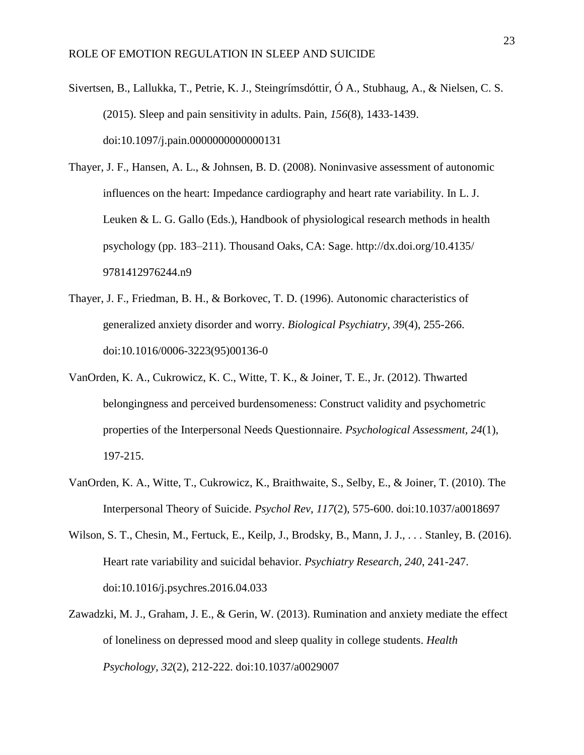Sivertsen, B., Lallukka, T., Petrie, K. J., Steingrímsdóttir, Ó A., Stubhaug, A., & Nielsen, C. S. (2015). Sleep and pain sensitivity in adults. Pain, *156*(8), 1433-1439. doi:10.1097/j.pain.0000000000000131

Thayer, J. F., Hansen, A. L., & Johnsen, B. D. (2008). Noninvasive assessment of autonomic influences on the heart: Impedance cardiography and heart rate variability. In L. J. Leuken & L. G. Gallo (Eds.), Handbook of physiological research methods in health psychology (pp. 183–211). Thousand Oaks, CA: Sage. http://dx.doi.org/10.4135/ 9781412976244.n9

Thayer, J. F., Friedman, B. H., & Borkovec, T. D. (1996). Autonomic characteristics of generalized anxiety disorder and worry. *Biological Psychiatry, 39*(4), 255-266. doi:10.1016/0006-3223(95)00136-0

VanOrden, K. A., Cukrowicz, K. C., Witte, T. K., & Joiner, T. E., Jr. (2012). Thwarted belongingness and perceived burdensomeness: Construct validity and psychometric properties of the Interpersonal Needs Questionnaire. *Psychological Assessment, 24*(1), 197-215.

VanOrden, K. A., Witte, T., Cukrowicz, K., Braithwaite, S., Selby, E., & Joiner, T. (2010). The Interpersonal Theory of Suicide. *Psychol Rev, 117*(2), 575-600. doi:10.1037/a0018697

Wilson, S. T., Chesin, M., Fertuck, E., Keilp, J., Brodsky, B., Mann, J. J., . . . Stanley, B. (2016). Heart rate variability and suicidal behavior. *Psychiatry Research, 240*, 241-247. doi:10.1016/j.psychres.2016.04.033

Zawadzki, M. J., Graham, J. E., & Gerin, W. (2013). Rumination and anxiety mediate the effect of loneliness on depressed mood and sleep quality in college students. *Health Psychology, 32*(2), 212-222. doi:10.1037/a0029007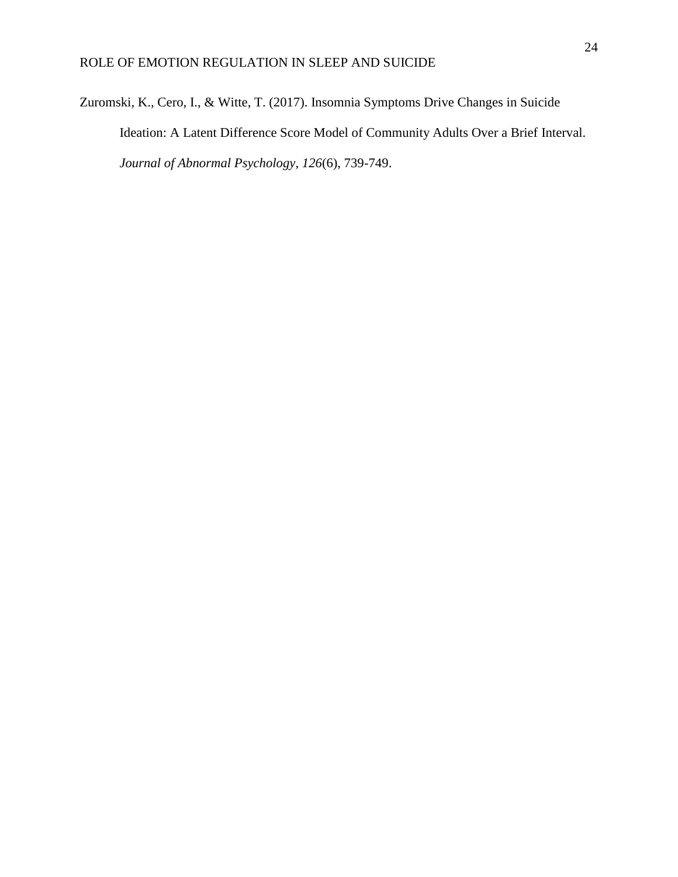Zuromski, K., Cero, I., & Witte, T. (2017). Insomnia Symptoms Drive Changes in Suicide Ideation: A Latent Difference Score Model of Community Adults Over a Brief Interval. *Journal of Abnormal Psychology*, *126*(6), 739-749.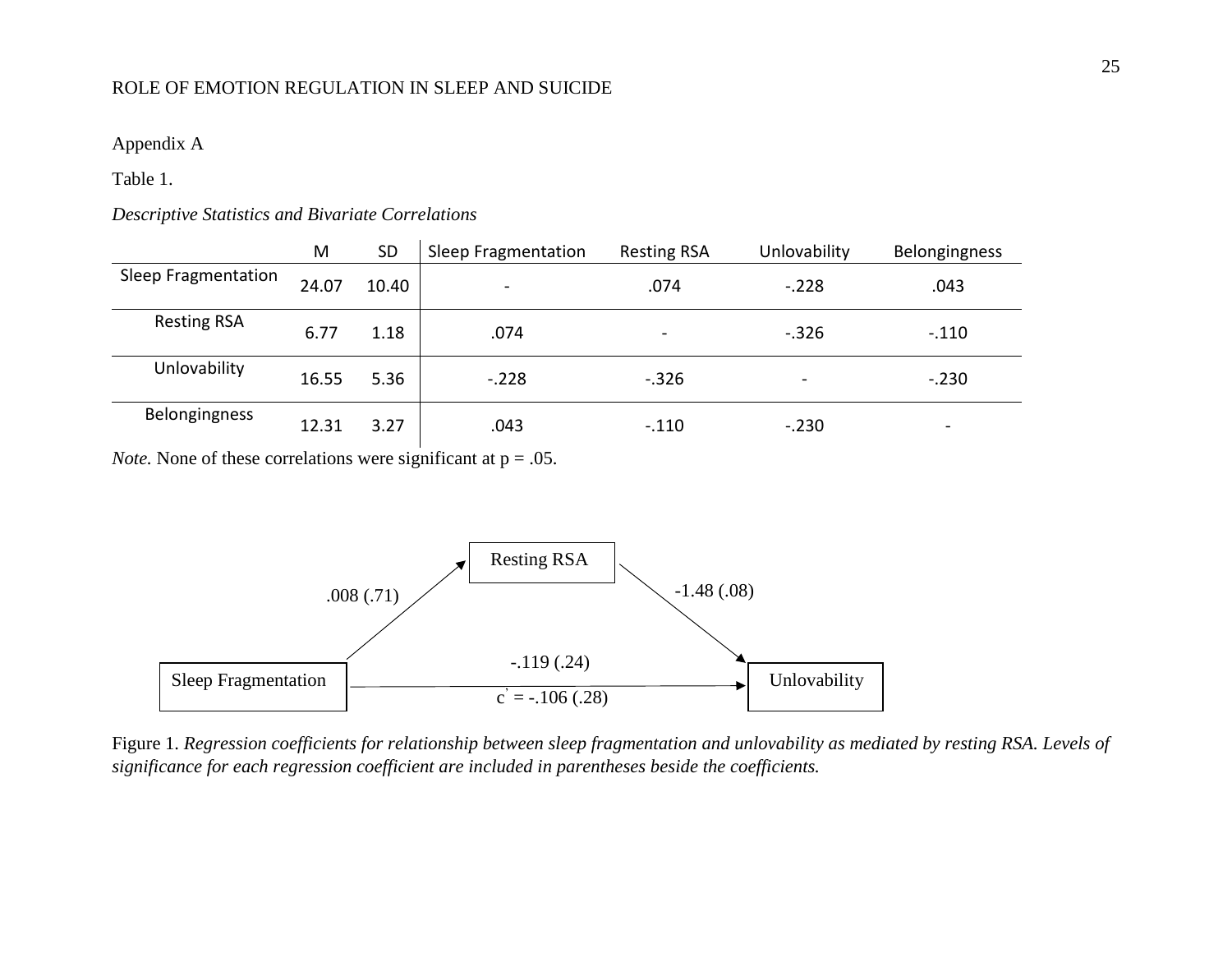Appendix A

Table 1.

*Descriptive Statistics and Bivariate Correlations*

| | M | SD | Sleep Fragmentation | Resting RSA | Unlovability | Belongingness |
|---|---|---|---|---|---|---|
| Sleep Fragmentation | 24.07 | 10.40 | - | .074 | -.228 | .043 |
| Resting RSA | 6.77 | 1.18 | .074 | - | -.326 | -.110 |
| Unlovability | 16.55 | 5.36 | -.228 | -.326 | - | -.230 |
| Belongingness | 12.31 | 3.27 | .043 | -.110 | -.230 | - |

*Note.* None of these correlations were significant at p = .05.

Resting RSA

.008 (.71)

-1.48 (.08)

-.119 (.24)

Sleep Fragmentation

Unlovability

c' = -.106 (.28)

Figure 1. *Regression coefficients for relationship between sleep fragmentation and unlovability as mediated by resting RSA. Levels of significance for each regression coefficient are included in parentheses beside the coefficients.*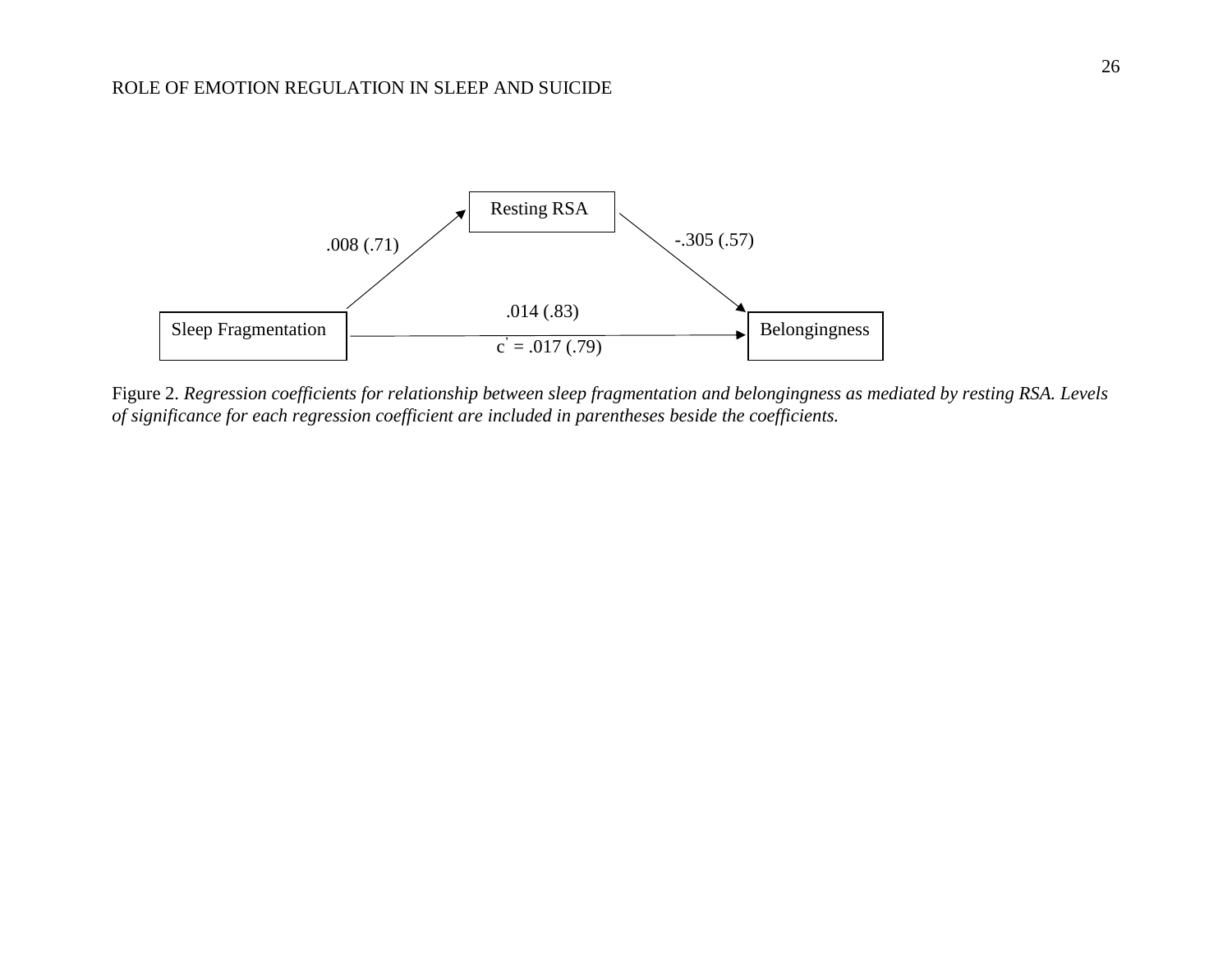Resting RSA

.008 (.71)

-.305 (.57)

.014 (.83)

Sleep Fragmentation

Belongingness

c' = .017 (.79)

Figure 2. *Regression coefficients for relationship between sleep fragmentation and belongingness as mediated by resting RSA. Levels of significance for each regression coefficient are included in parentheses beside the coefficients.*